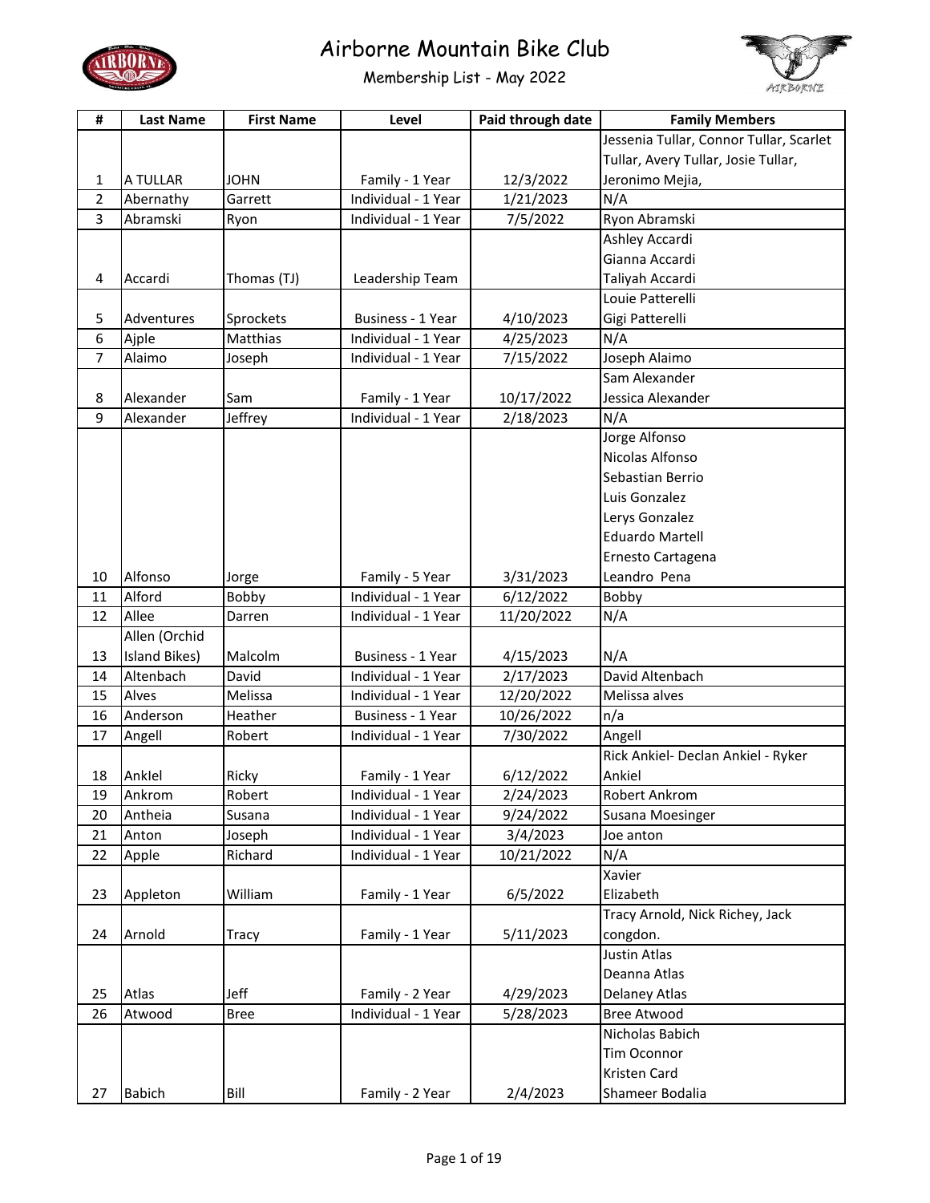# Airborne Mountain Bike Club

## Membership List - May 2022

| # | Last Name | First Name | Level | Paid through date | Family Members |
|---|---|---|---|---|---|
| 1 | A TULLAR | JOHN | Family - 1 Year | 12/3/2022 | Jessenia Tullar, Connor Tullar, Scarlet Tullar, Avery Tullar, Josie Tullar, Jeronimo Mejia, |
| 2 | Abernathy | Garrett | Individual - 1 Year | 1/21/2023 | N/A |
| 3 | Abramski | Ryon | Individual - 1 Year | 7/5/2022 | Ryon Abramski |
| 4 | Accardi | Thomas (TJ) | Leadership Team | | Ashley Accardi<br>Gianna Accardi<br>Taliyah Accardi |
| 5 | Adventures | Sprockets | Business - 1 Year | 4/10/2023 | Louie Patterelli<br>Gigi Patterelli |
| 6 | Ajple | Matthias | Individual - 1 Year | 4/25/2023 | N/A |
| 7 | Alaimo | Joseph | Individual - 1 Year | 7/15/2022 | Joseph Alaimo |
| 8 | Alexander | Sam | Family - 1 Year | 10/17/2022 | Sam Alexander<br>Jessica Alexander |
| 9 | Alexander | Jeffrey | Individual - 1 Year | 2/18/2023 | N/A |
| 10 | Alfonso | Jorge | Family - 5 Year | 3/31/2023 | Jorge Alfonso<br>Nicolas Alfonso<br>Sebastian Berrio<br>Luis Gonzalez<br>Lerys Gonzalez<br>Eduardo Martell<br>Ernesto Cartagena<br>Leandro Pena |
| 11 | Alford | Bobby | Individual - 1 Year | 6/12/2022 | Bobby |
| 12 | Allee | Darren | Individual - 1 Year | 11/20/2022 | N/A |
| 13 | Allen (Orchid Island Bikes) | Malcolm | Business - 1 Year | 4/15/2023 | N/A |
| 14 | Altenbach | David | Individual - 1 Year | 2/17/2023 | David Altenbach |
| 15 | Alves | Melissa | Individual - 1 Year | 12/20/2022 | Melissa alves |
| 16 | Anderson | Heather | Business - 1 Year | 10/26/2022 | n/a |
| 17 | Angell | Robert | Individual - 1 Year | 7/30/2022 | Angell |
| 18 | Anklel | Ricky | Family - 1 Year | 6/12/2022 | Rick Ankiel- Declan Ankiel - Ryker Ankiel |
| 19 | Ankrom | Robert | Individual - 1 Year | 2/24/2023 | Robert Ankrom |
| 20 | Antheia | Susana | Individual - 1 Year | 9/24/2022 | Susana Moesinger |
| 21 | Anton | Joseph | Individual - 1 Year | 3/4/2023 | Joe anton |
| 22 | Apple | Richard | Individual - 1 Year | 10/21/2022 | N/A |
| 23 | Appleton | William | Family - 1 Year | 6/5/2022 | Xavier<br>Elizabeth |
| 24 | Arnold | Tracy | Family - 1 Year | 5/11/2023 | Tracy Arnold, Nick Richey, Jack congdon. |
| 25 | Atlas | Jeff | Family - 2 Year | 4/29/2023 | Justin Atlas<br>Deanna Atlas<br>Delaney Atlas |
| 26 | Atwood | Bree | Individual - 1 Year | 5/28/2023 | Bree Atwood |
| 27 | Babich | Bill | Family - 2 Year | 2/4/2023 | Nicholas Babich<br>Tim Oconnor<br>Kristen Card<br>Shameer Bodalia |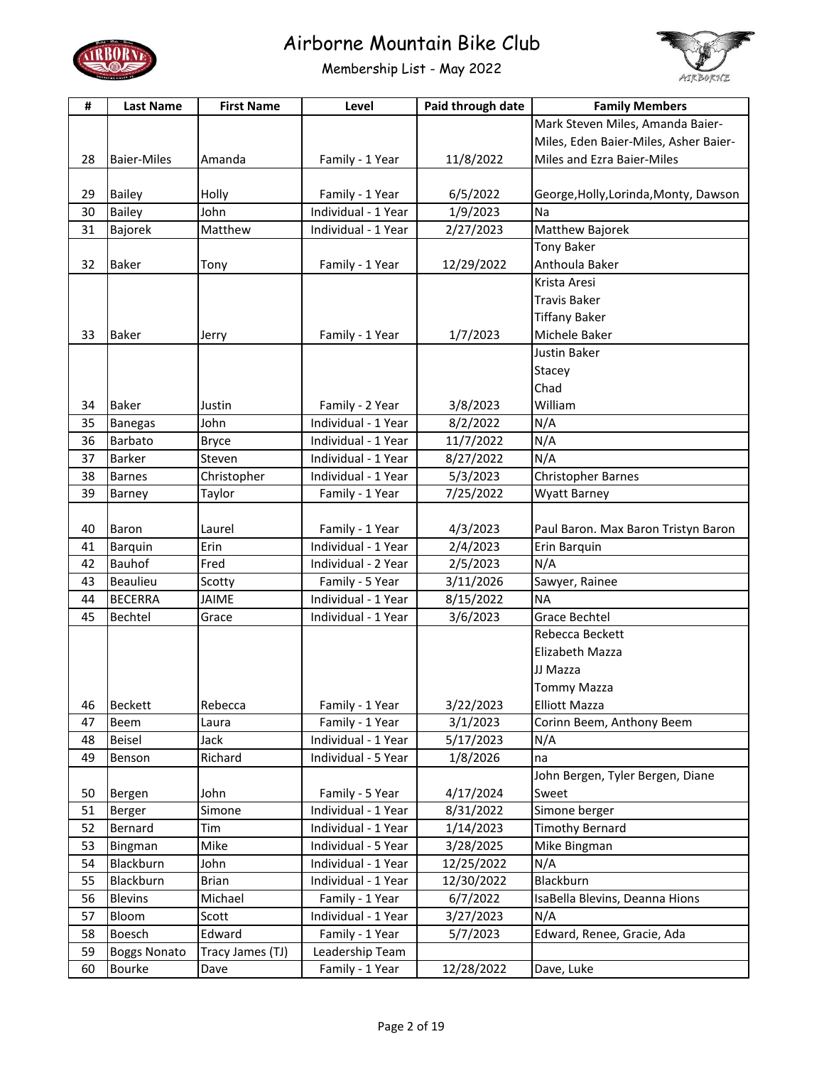# Airborne Mountain Bike Club

## Membership List - May 2022

| # | Last Name | First Name | Level | Paid through date | Family Members |
|---|---|---|---|---|---|
| 28 | Baier-Miles | Amanda | Family - 1 Year | 11/8/2022 | Mark Steven Miles, Amanda Baier-Miles, Eden Baier-Miles, Asher Baier-Miles and Ezra Baier-Miles |
| 29 | Bailey | Holly | Family - 1 Year | 6/5/2022 | George,Holly,Lorinda,Monty, Dawson |
| 30 | Bailey | John | Individual - 1 Year | 1/9/2023 | Na |
| 31 | Bajorek | Matthew | Individual - 1 Year | 2/27/2023 | Matthew Bajorek |
| 32 | Baker | Tony | Family - 1 Year | 12/29/2022 | Tony Baker<br>Anthoula Baker |
| 33 | Baker | Jerry | Family - 1 Year | 1/7/2023 | Krista Aresi<br>Travis Baker<br>Tiffany Baker<br>Michele Baker |
| 34 | Baker | Justin | Family - 2 Year | 3/8/2023 | Justin Baker<br>Stacey<br>Chad<br>William |
| 35 | Banegas | John | Individual - 1 Year | 8/2/2022 | N/A |
| 36 | Barbato | Bryce | Individual - 1 Year | 11/7/2022 | N/A |
| 37 | Barker | Steven | Individual - 1 Year | 8/27/2022 | N/A |
| 38 | Barnes | Christopher | Individual - 1 Year | 5/3/2023 | Christopher Barnes |
| 39 | Barney | Taylor | Family - 1 Year | 7/25/2022 | Wyatt Barney |
| 40 | Baron | Laurel | Family - 1 Year | 4/3/2023 | Paul Baron. Max Baron Tristyn Baron |
| 41 | Barquin | Erin | Individual - 1 Year | 2/4/2023 | Erin Barquin |
| 42 | Bauhof | Fred | Individual - 2 Year | 2/5/2023 | N/A |
| 43 | Beaulieu | Scotty | Family - 5 Year | 3/11/2026 | Sawyer, Rainee |
| 44 | BECERRA | JAIME | Individual - 1 Year | 8/15/2022 | NA |
| 45 | Bechtel | Grace | Individual - 1 Year | 3/6/2023 | Grace Bechtel |
| 46 | Beckett | Rebecca | Family - 1 Year | 3/22/2023 | Rebecca Beckett<br>Elizabeth Mazza<br>JJ Mazza<br>Tommy Mazza<br>Elliott Mazza |
| 47 | Beem | Laura | Family - 1 Year | 3/1/2023 | Corinn Beem, Anthony Beem |
| 48 | Beisel | Jack | Individual - 1 Year | 5/17/2023 | N/A |
| 49 | Benson | Richard | Individual - 5 Year | 1/8/2026 | na |
| 50 | Bergen | John | Family - 5 Year | 4/17/2024 | John Bergen, Tyler Bergen, Diane Sweet |
| 51 | Berger | Simone | Individual - 1 Year | 8/31/2022 | Simone berger |
| 52 | Bernard | Tim | Individual - 1 Year | 1/14/2023 | Timothy Bernard |
| 53 | Bingman | Mike | Individual - 5 Year | 3/28/2025 | Mike Bingman |
| 54 | Blackburn | John | Individual - 1 Year | 12/25/2022 | N/A |
| 55 | Blackburn | Brian | Individual - 1 Year | 12/30/2022 | Blackburn |
| 56 | Blevins | Michael | Family - 1 Year | 6/7/2022 | IsaBella Blevins, Deanna Hions |
| 57 | Bloom | Scott | Individual - 1 Year | 3/27/2023 | N/A |
| 58 | Boesch | Edward | Family - 1 Year | 5/7/2023 | Edward, Renee, Gracie, Ada |
| 59 | Boggs Nonato | Tracy James (TJ) | Leadership Team | | |
| 60 | Bourke | Dave | Family - 1 Year | 12/28/2022 | Dave, Luke |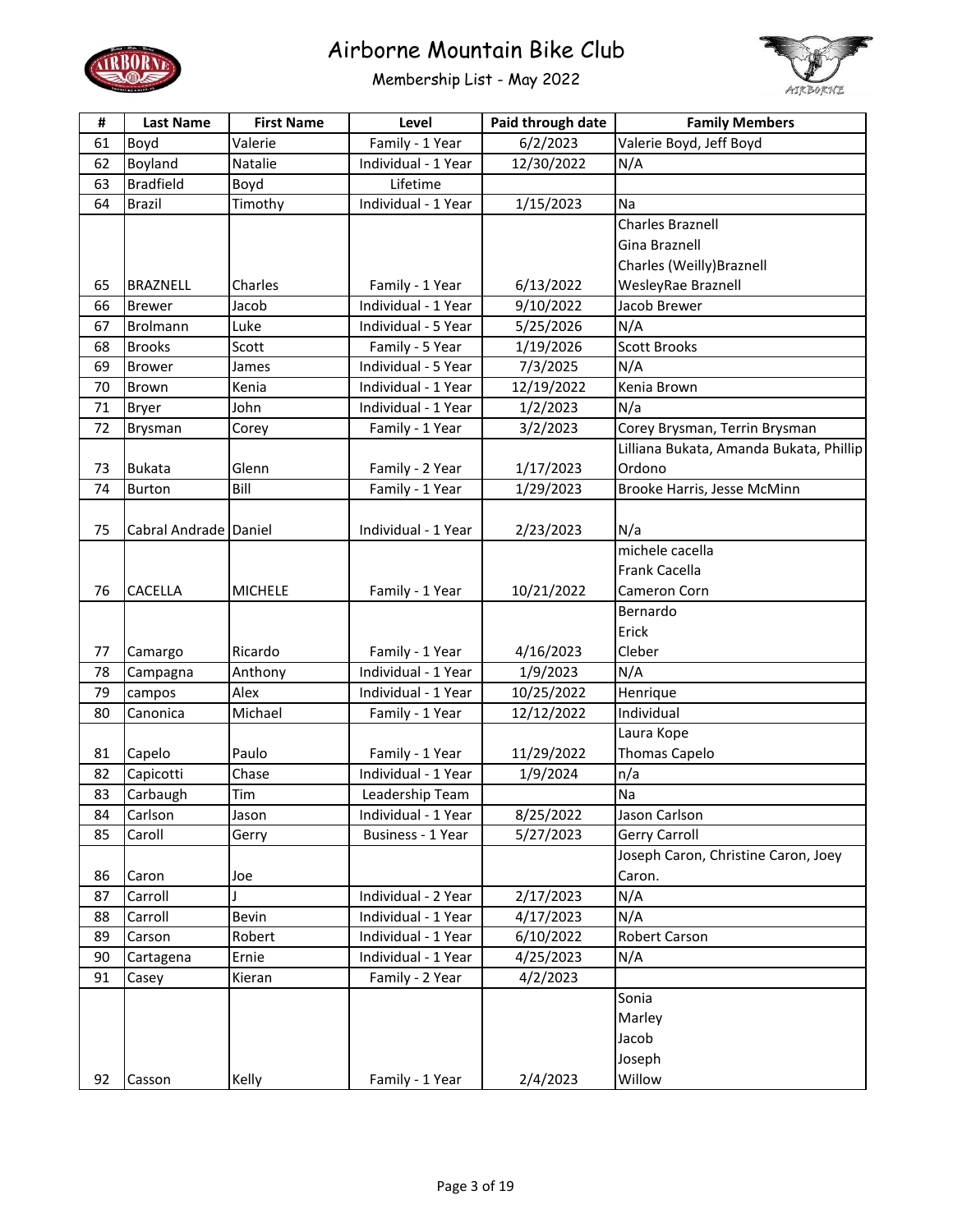# Airborne Mountain Bike Club

## Membership List - May 2022

| # | Last Name | First Name | Level | Paid through date | Family Members |
|---|---|---|---|---|---|
| 61 | Boyd | Valerie | Family - 1 Year | 6/2/2023 | Valerie Boyd, Jeff Boyd |
| 62 | Boyland | Natalie | Individual - 1 Year | 12/30/2022 | N/A |
| 63 | Bradfield | Boyd | Lifetime | | |
| 64 | Brazil | Timothy | Individual - 1 Year | 1/15/2023 | Na |
| 65 | BRAZNELL | Charles | Family - 1 Year | 6/13/2022 | Charles Braznell<br>Gina Braznell<br>Charles (Weilly)Braznell<br>WesleyRae Braznell |
| 66 | Brewer | Jacob | Individual - 1 Year | 9/10/2022 | Jacob Brewer |
| 67 | Brolmann | Luke | Individual - 5 Year | 5/25/2026 | N/A |
| 68 | Brooks | Scott | Family - 5 Year | 1/19/2026 | Scott Brooks |
| 69 | Brower | James | Individual - 5 Year | 7/3/2025 | N/A |
| 70 | Brown | Kenia | Individual - 1 Year | 12/19/2022 | Kenia Brown |
| 71 | Bryer | John | Individual - 1 Year | 1/2/2023 | N/a |
| 72 | Brysman | Corey | Family - 1 Year | 3/2/2023 | Corey Brysman, Terrin Brysman |
| 73 | Bukata | Glenn | Family - 2 Year | 1/17/2023 | Lilliana Bukata, Amanda Bukata, Phillip Ordono |
| 74 | Burton | Bill | Family - 1 Year | 1/29/2023 | Brooke Harris, Jesse McMinn |
| 75 | Cabral Andrade | Daniel | Individual - 1 Year | 2/23/2023 | N/a |
| 76 | CACELLA | MICHELE | Family - 1 Year | 10/21/2022 | michele cacella<br>Frank Cacella<br>Cameron Corn |
| 77 | Camargo | Ricardo | Family - 1 Year | 4/16/2023 | Bernardo<br>Erick<br>Cleber |
| 78 | Campagna | Anthony | Individual - 1 Year | 1/9/2023 | N/A |
| 79 | campos | Alex | Individual - 1 Year | 10/25/2022 | Henrique |
| 80 | Canonica | Michael | Family - 1 Year | 12/12/2022 | Individual |
| 81 | Capelo | Paulo | Family - 1 Year | 11/29/2022 | Laura Kope<br>Thomas Capelo |
| 82 | Capicotti | Chase | Individual - 1 Year | 1/9/2024 | n/a |
| 83 | Carbaugh | Tim | Leadership Team | | Na |
| 84 | Carlson | Jason | Individual - 1 Year | 8/25/2022 | Jason Carlson |
| 85 | Caroll | Gerry | Business - 1 Year | 5/27/2023 | Gerry Carroll |
| 86 | Caron | Joe | | | Joseph Caron, Christine Caron, Joey Caron. |
| 87 | Carroll | J | Individual - 2 Year | 2/17/2023 | N/A |
| 88 | Carroll | Bevin | Individual - 1 Year | 4/17/2023 | N/A |
| 89 | Carson | Robert | Individual - 1 Year | 6/10/2022 | Robert Carson |
| 90 | Cartagena | Ernie | Individual - 1 Year | 4/25/2023 | N/A |
| 91 | Casey | Kieran | Family - 2 Year | 4/2/2023 | |
| 92 | Casson | Kelly | Family - 1 Year | 2/4/2023 | Sonia<br>Marley<br>Jacob<br>Joseph<br>Willow |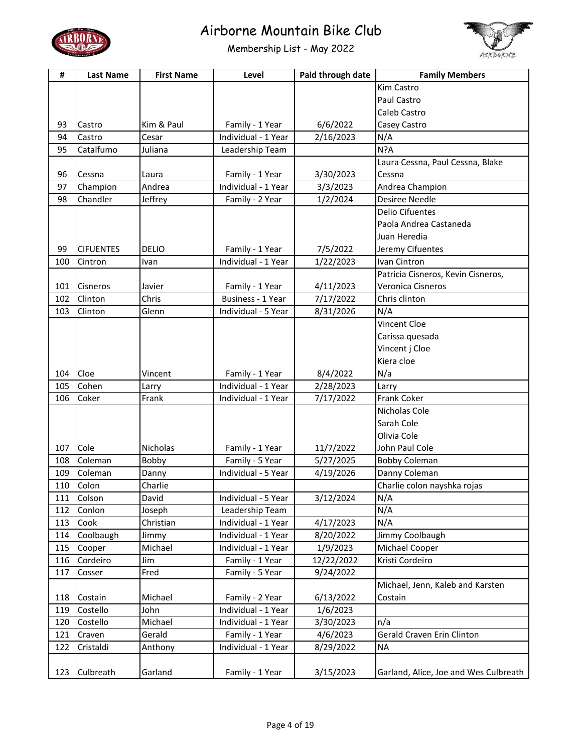# Airborne Mountain Bike Club

Membership List - May 2022

| # | Last Name | First Name | Level | Paid through date | Family Members |
|---|---|---|---|---|---|
| 93 | Castro | Kim & Paul | Family - 1 Year | 6/6/2022 | Kim Castro<br>Paul Castro<br>Caleb Castro<br>Casey Castro |
| 94 | Castro | Cesar | Individual - 1 Year | 2/16/2023 | N/A |
| 95 | Catalfumo | Juliana | Leadership Team | | N?A |
| 96 | Cessna | Laura | Family - 1 Year | 3/30/2023 | Laura Cessna, Paul Cessna, Blake Cessna |
| 97 | Champion | Andrea | Individual - 1 Year | 3/3/2023 | Andrea Champion |
| 98 | Chandler | Jeffrey | Family - 2 Year | 1/2/2024 | Desiree Needle |
| 99 | CIFUENTES | DELIO | Family - 1 Year | 7/5/2022 | Delio Cifuentes<br>Paola Andrea Castaneda<br>Juan Heredia<br>Jeremy Cifuentes |
| 100 | Cintron | Ivan | Individual - 1 Year | 1/22/2023 | Ivan Cintron |
| 101 | Cisneros | Javier | Family - 1 Year | 4/11/2023 | Patricia Cisneros, Kevin Cisneros, Veronica Cisneros |
| 102 | Clinton | Chris | Business - 1 Year | 7/17/2022 | Chris clinton |
| 103 | Clinton | Glenn | Individual - 5 Year | 8/31/2026 | N/A |
| 104 | Cloe | Vincent | Family - 1 Year | 8/4/2022 | Vincent Cloe<br>Carissa quesada<br>Vincent j Cloe<br>Kiera cloe<br>N/a |
| 105 | Cohen | Larry | Individual - 1 Year | 2/28/2023 | Larry |
| 106 | Coker | Frank | Individual - 1 Year | 7/17/2022 | Frank Coker |
| 107 | Cole | Nicholas | Family - 1 Year | 11/7/2022 | Nicholas Cole<br>Sarah Cole<br>Olivia Cole<br>John Paul Cole |
| 108 | Coleman | Bobby | Family - 5 Year | 5/27/2025 | Bobby Coleman |
| 109 | Coleman | Danny | Individual - 5 Year | 4/19/2026 | Danny Coleman |
| 110 | Colon | Charlie | | | Charlie colon nayshka rojas |
| 111 | Colson | David | Individual - 5 Year | 3/12/2024 | N/A |
| 112 | Conlon | Joseph | Leadership Team | | N/A |
| 113 | Cook | Christian | Individual - 1 Year | 4/17/2023 | N/A |
| 114 | Coolbaugh | Jimmy | Individual - 1 Year | 8/20/2022 | Jimmy Coolbaugh |
| 115 | Cooper | Michael | Individual - 1 Year | 1/9/2023 | Michael Cooper |
| 116 | Cordeiro | Jim | Family - 1 Year | 12/22/2022 | Kristi Cordeiro |
| 117 | Cosser | Fred | Family - 5 Year | 9/24/2022 | |
| 118 | Costain | Michael | Family - 2 Year | 6/13/2022 | Michael, Jenn, Kaleb and Karsten Costain |
| 119 | Costello | John | Individual - 1 Year | 1/6/2023 | |
| 120 | Costello | Michael | Individual - 1 Year | 3/30/2023 | n/a |
| 121 | Craven | Gerald | Family - 1 Year | 4/6/2023 | Gerald Craven Erin Clinton |
| 122 | Cristaldi | Anthony | Individual - 1 Year | 8/29/2022 | NA |
| 123 | Culbreath | Garland | Family - 1 Year | 3/15/2023 | Garland, Alice, Joe and Wes Culbreath |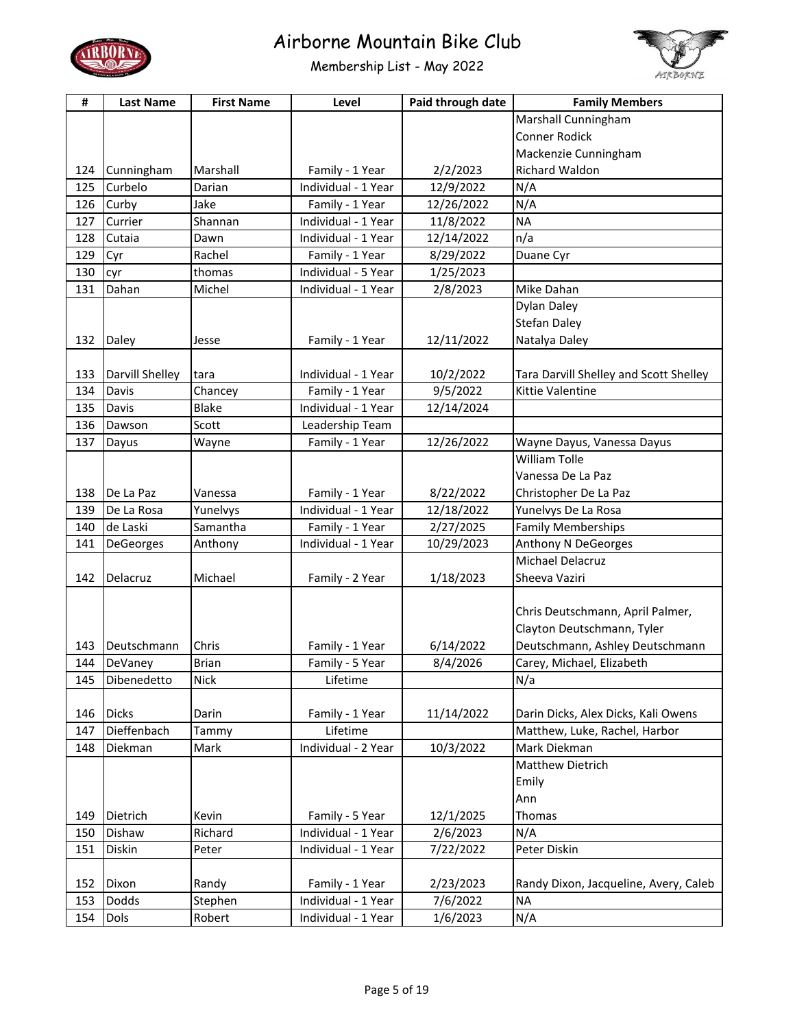# Airborne Mountain Bike Club

## Membership List - May 2022

| # | Last Name | First Name | Level | Paid through date | Family Members |
|---|---|---|---|---|---|
| 124 | Cunningham | Marshall | Family - 1 Year | 2/2/2023 | Marshall Cunningham<br>Conner Rodick<br>Mackenzie Cunningham<br>Richard Waldon |
| 125 | Curbelo | Darian | Individual - 1 Year | 12/9/2022 | N/A |
| 126 | Curby | Jake | Family - 1 Year | 12/26/2022 | N/A |
| 127 | Currier | Shannan | Individual - 1 Year | 11/8/2022 | NA |
| 128 | Cutaia | Dawn | Individual - 1 Year | 12/14/2022 | n/a |
| 129 | Cyr | Rachel | Family - 1 Year | 8/29/2022 | Duane Cyr |
| 130 | cyr | thomas | Individual - 5 Year | 1/25/2023 | |
| 131 | Dahan | Michel | Individual - 1 Year | 2/8/2023 | Mike Dahan |
| 132 | Daley | Jesse | Family - 1 Year | 12/11/2022 | Dylan Daley<br>Stefan Daley<br>Natalya Daley |
| 133 | Darvill Shelley | tara | Individual - 1 Year | 10/2/2022 | Tara Darvill Shelley and Scott Shelley |
| 134 | Davis | Chancey | Family - 1 Year | 9/5/2022 | Kittie Valentine |
| 135 | Davis | Blake | Individual - 1 Year | 12/14/2024 | |
| 136 | Dawson | Scott | Leadership Team | | |
| 137 | Dayus | Wayne | Family - 1 Year | 12/26/2022 | Wayne Dayus, Vanessa Dayus |
| 138 | De La Paz | Vanessa | Family - 1 Year | 8/22/2022 | William Tolle<br>Vanessa De La Paz<br>Christopher De La Paz |
| 139 | De La Rosa | Yunelvys | Individual - 1 Year | 12/18/2022 | Yunelvys De La Rosa |
| 140 | de Laski | Samantha | Family - 1 Year | 2/27/2025 | Family Memberships |
| 141 | DeGeorges | Anthony | Individual - 1 Year | 10/29/2023 | Anthony N DeGeorges |
| 142 | Delacruz | Michael | Family - 2 Year | 1/18/2023 | Michael Delacruz<br>Sheeva Vaziri |
| 143 | Deutschmann | Chris | Family - 1 Year | 6/14/2022 | Chris Deutschmann, April Palmer, Clayton Deutschmann, Tyler Deutschmann, Ashley Deutschmann |
| 144 | DeVaney | Brian | Family - 5 Year | 8/4/2026 | Carey, Michael, Elizabeth |
| 145 | Dibenedetto | Nick | Lifetime | | N/a |
| 146 | Dicks | Darin | Family - 1 Year | 11/14/2022 | Darin Dicks, Alex Dicks, Kali Owens |
| 147 | Dieffenbach | Tammy | Lifetime | | Matthew, Luke, Rachel, Harbor |
| 148 | Diekman | Mark | Individual - 2 Year | 10/3/2022 | Mark Diekman |
| 149 | Dietrich | Kevin | Family - 5 Year | 12/1/2025 | Matthew Dietrich<br>Emily<br>Ann<br>Thomas |
| 150 | Dishaw | Richard | Individual - 1 Year | 2/6/2023 | N/A |
| 151 | Diskin | Peter | Individual - 1 Year | 7/22/2022 | Peter Diskin |
| 152 | Dixon | Randy | Family - 1 Year | 2/23/2023 | Randy Dixon, Jacqueline, Avery, Caleb |
| 153 | Dodds | Stephen | Individual - 1 Year | 7/6/2022 | NA |
| 154 | Dols | Robert | Individual - 1 Year | 1/6/2023 | N/A |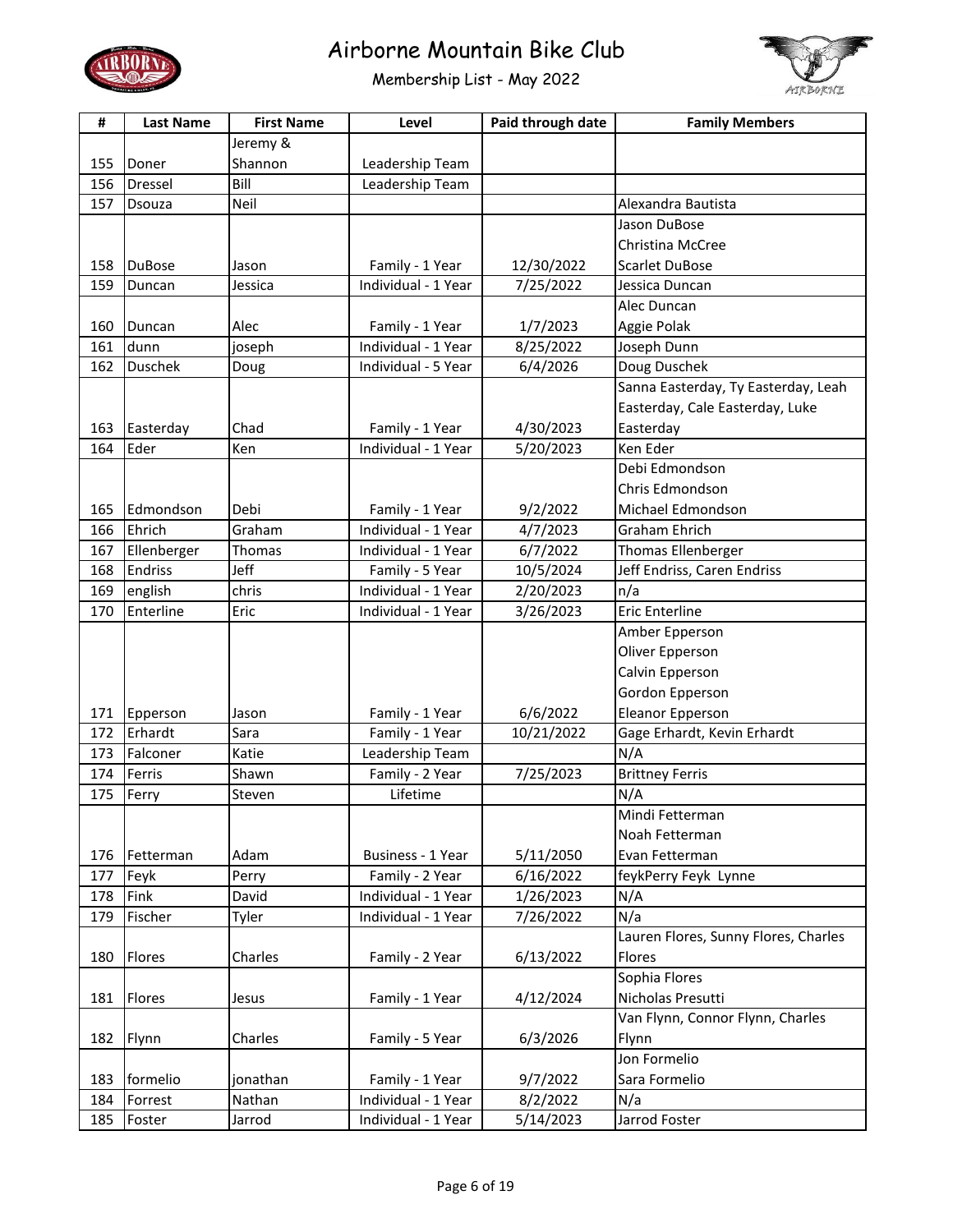# Airborne Mountain Bike Club

## Membership List - May 2022

| # | Last Name | First Name | Level | Paid through date | Family Members |
|---|---|---|---|---|---|
| 155 | Doner | Jeremy & Shannon | Leadership Team | | |
| 156 | Dressel | Bill | Leadership Team | | |
| 157 | Dsouza | Neil | | | Alexandra Bautista |
| 158 | DuBose | Jason | Family - 1 Year | 12/30/2022 | Jason DuBose<br>Christina McCree<br>Scarlet DuBose |
| 159 | Duncan | Jessica | Individual - 1 Year | 7/25/2022 | Jessica Duncan |
| 160 | Duncan | Alec | Family - 1 Year | 1/7/2023 | Alec Duncan<br>Aggie Polak |
| 161 | dunn | joseph | Individual - 1 Year | 8/25/2022 | Joseph Dunn |
| 162 | Duschek | Doug | Individual - 5 Year | 6/4/2026 | Doug Duschek |
| 163 | Easterday | Chad | Family - 1 Year | 4/30/2023 | Sanna Easterday, Ty Easterday, Leah Easterday, Cale Easterday, Luke Easterday |
| 164 | Eder | Ken | Individual - 1 Year | 5/20/2023 | Ken Eder |
| 165 | Edmondson | Debi | Family - 1 Year | 9/2/2022 | Debi Edmondson<br>Chris Edmondson<br>Michael Edmondson |
| 166 | Ehrich | Graham | Individual - 1 Year | 4/7/2023 | Graham Ehrich |
| 167 | Ellenberger | Thomas | Individual - 1 Year | 6/7/2022 | Thomas Ellenberger |
| 168 | Endriss | Jeff | Family - 5 Year | 10/5/2024 | Jeff Endriss, Caren Endriss |
| 169 | english | chris | Individual - 1 Year | 2/20/2023 | n/a |
| 170 | Enterline | Eric | Individual - 1 Year | 3/26/2023 | Eric Enterline |
| 171 | Epperson | Jason | Family - 1 Year | 6/6/2022 | Amber Epperson<br>Oliver Epperson<br>Calvin Epperson<br>Gordon Epperson<br>Eleanor Epperson |
| 172 | Erhardt | Sara | Family - 1 Year | 10/21/2022 | Gage Erhardt, Kevin Erhardt |
| 173 | Falconer | Katie | Leadership Team | | N/A |
| 174 | Ferris | Shawn | Family - 2 Year | 7/25/2023 | Brittney Ferris |
| 175 | Ferry | Steven | Lifetime | | N/A |
| 176 | Fetterman | Adam | Business - 1 Year | 5/11/2050 | Mindi Fetterman<br>Noah Fetterman<br>Evan Fetterman |
| 177 | Feyk | Perry | Family - 2 Year | 6/16/2022 | feykPerry Feyk Lynne |
| 178 | Fink | David | Individual - 1 Year | 1/26/2023 | N/A |
| 179 | Fischer | Tyler | Individual - 1 Year | 7/26/2022 | N/a |
| 180 | Flores | Charles | Family - 2 Year | 6/13/2022 | Lauren Flores, Sunny Flores, Charles Flores |
| 181 | Flores | Jesus | Family - 1 Year | 4/12/2024 | Sophia Flores<br>Nicholas Presutti |
| 182 | Flynn | Charles | Family - 5 Year | 6/3/2026 | Van Flynn, Connor Flynn, Charles Flynn |
| 183 | formelio | jonathan | Family - 1 Year | 9/7/2022 | Jon Formelio<br>Sara Formelio |
| 184 | Forrest | Nathan | Individual - 1 Year | 8/2/2022 | N/a |
| 185 | Foster | Jarrod | Individual - 1 Year | 5/14/2023 | Jarrod Foster |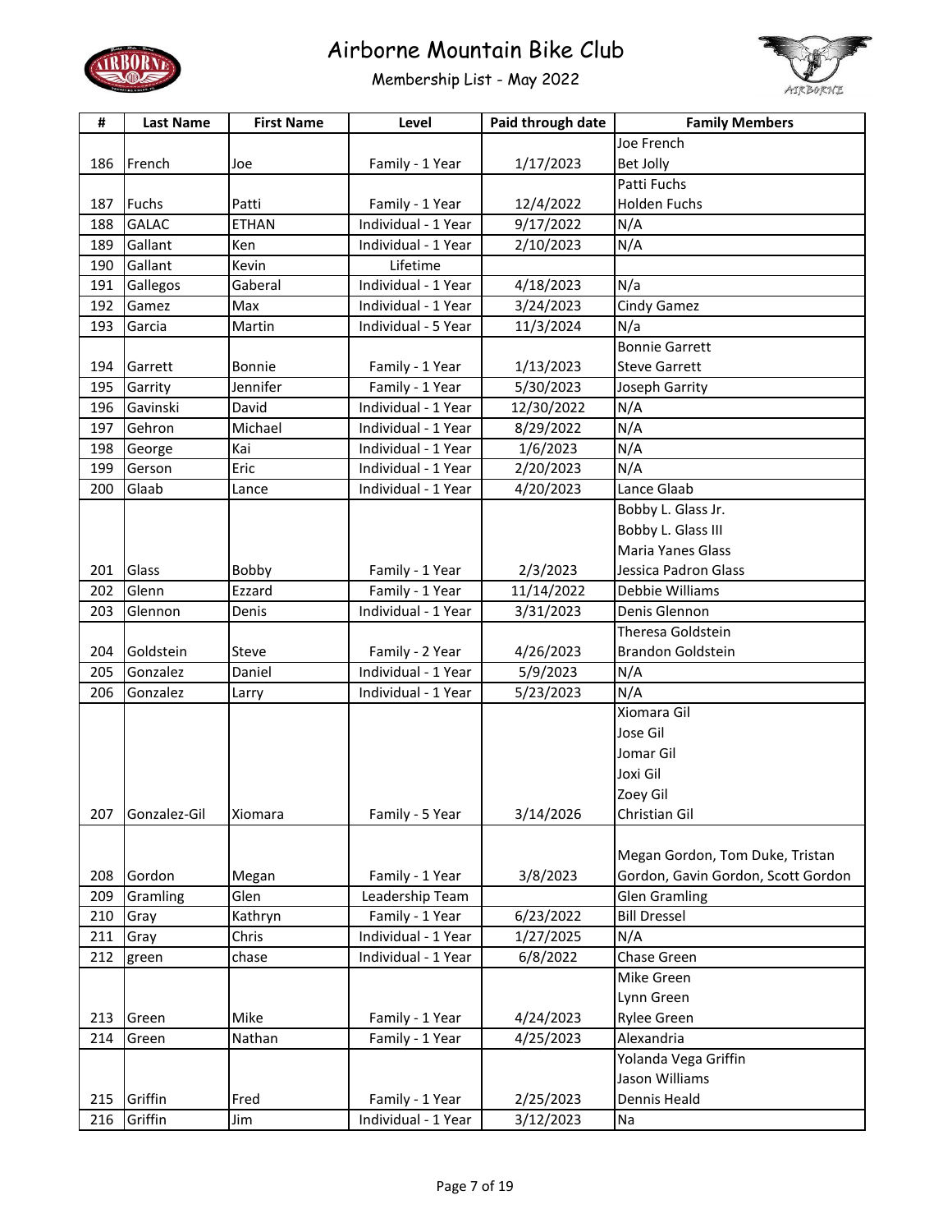# Airborne Mountain Bike Club

## Membership List - May 2022

| # | Last Name | First Name | Level | Paid through date | Family Members |
|---|---|---|---|---|---|
| 186 | French | Joe | Family - 1 Year | 1/17/2023 | Joe French<br>Bet Jolly |
| 187 | Fuchs | Patti | Family - 1 Year | 12/4/2022 | Patti Fuchs<br>Holden Fuchs |
| 188 | GALAC | ETHAN | Individual - 1 Year | 9/17/2022 | N/A |
| 189 | Gallant | Ken | Individual - 1 Year | 2/10/2023 | N/A |
| 190 | Gallant | Kevin | Lifetime | | |
| 191 | Gallegos | Gaberal | Individual - 1 Year | 4/18/2023 | N/a |
| 192 | Gamez | Max | Individual - 1 Year | 3/24/2023 | Cindy Gamez |
| 193 | Garcia | Martin | Individual - 5 Year | 11/3/2024 | N/a |
| 194 | Garrett | Bonnie | Family - 1 Year | 1/13/2023 | Bonnie Garrett<br>Steve Garrett |
| 195 | Garrity | Jennifer | Family - 1 Year | 5/30/2023 | Joseph Garrity |
| 196 | Gavinski | David | Individual - 1 Year | 12/30/2022 | N/A |
| 197 | Gehron | Michael | Individual - 1 Year | 8/29/2022 | N/A |
| 198 | George | Kai | Individual - 1 Year | 1/6/2023 | N/A |
| 199 | Gerson | Eric | Individual - 1 Year | 2/20/2023 | N/A |
| 200 | Glaab | Lance | Individual - 1 Year | 4/20/2023 | Lance Glaab |
| 201 | Glass | Bobby | Family - 1 Year | 2/3/2023 | Bobby L. Glass Jr.<br>Bobby L. Glass III<br>Maria Yanes Glass<br>Jessica Padron Glass |
| 202 | Glenn | Ezzard | Family - 1 Year | 11/14/2022 | Debbie Williams |
| 203 | Glennon | Denis | Individual - 1 Year | 3/31/2023 | Denis Glennon |
| 204 | Goldstein | Steve | Family - 2 Year | 4/26/2023 | Theresa Goldstein<br>Brandon Goldstein |
| 205 | Gonzalez | Daniel | Individual - 1 Year | 5/9/2023 | N/A |
| 206 | Gonzalez | Larry | Individual - 1 Year | 5/23/2023 | N/A |
| 207 | Gonzalez-Gil | Xiomara | Family - 5 Year | 3/14/2026 | Xiomara Gil<br>Jose Gil<br>Jomar Gil<br>Joxi Gil<br>Zoey Gil<br>Christian Gil |
| 208 | Gordon | Megan | Family - 1 Year | 3/8/2023 | Megan Gordon, Tom Duke, Tristan Gordon, Gavin Gordon, Scott Gordon |
| 209 | Gramling | Glen | Leadership Team | | Glen Gramling |
| 210 | Gray | Kathryn | Family - 1 Year | 6/23/2022 | Bill Dressel |
| 211 | Gray | Chris | Individual - 1 Year | 1/27/2025 | N/A |
| 212 | green | chase | Individual - 1 Year | 6/8/2022 | Chase Green |
| 213 | Green | Mike | Family - 1 Year | 4/24/2023 | Mike Green<br>Lynn Green<br>Rylee Green |
| 214 | Green | Nathan | Family - 1 Year | 4/25/2023 | Alexandria |
| 215 | Griffin | Fred | Family - 1 Year | 2/25/2023 | Yolanda Vega Griffin<br>Jason Williams<br>Dennis Heald |
| 216 | Griffin | Jim | Individual - 1 Year | 3/12/2023 | Na |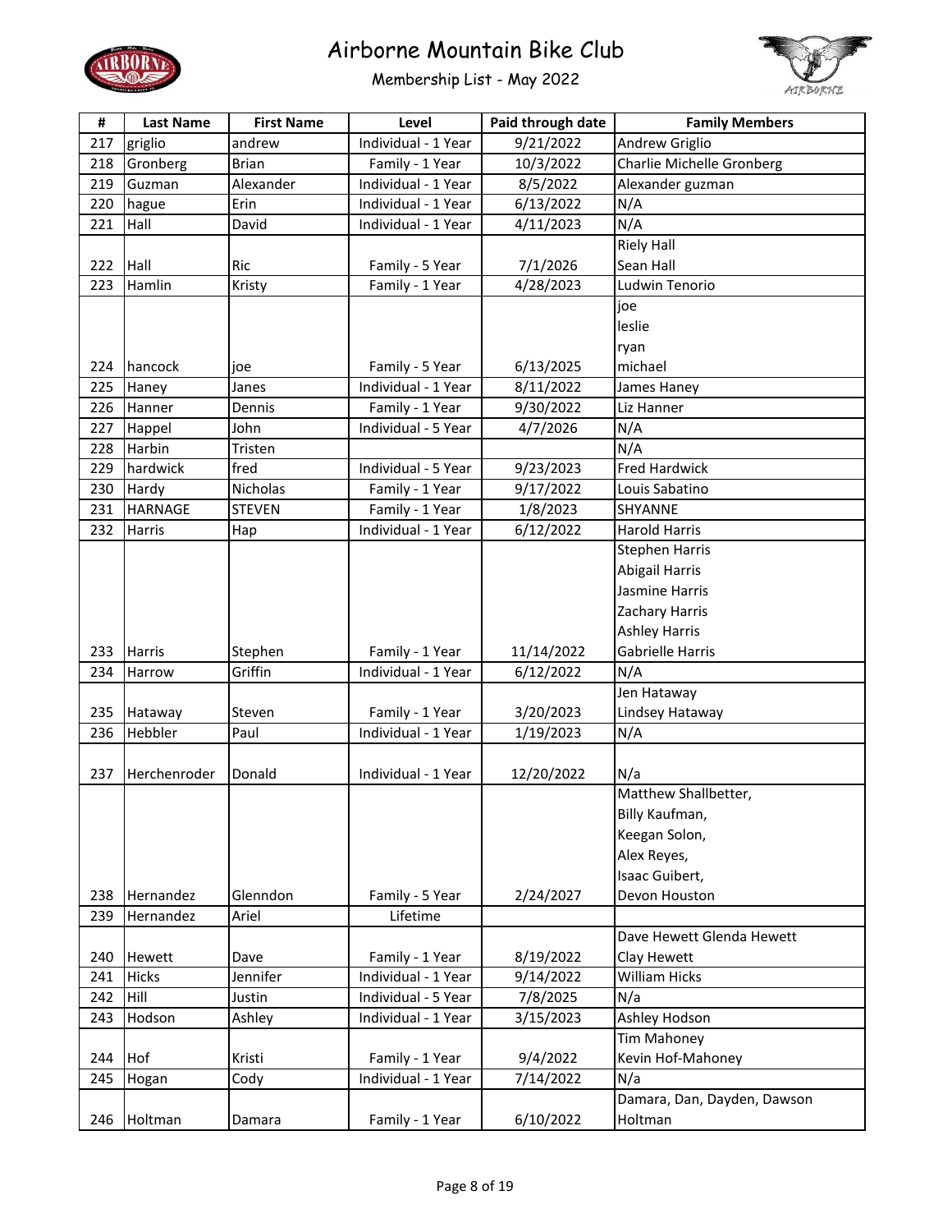# Airborne Mountain Bike Club

## Membership List - May 2022

| # | Last Name | First Name | Level | Paid through date | Family Members |
|---|---|---|---|---|---|
| 217 | griglio | andrew | Individual - 1 Year | 9/21/2022 | Andrew Griglio |
| 218 | Gronberg | Brian | Family - 1 Year | 10/3/2022 | Charlie Michelle Gronberg |
| 219 | Guzman | Alexander | Individual - 1 Year | 8/5/2022 | Alexander guzman |
| 220 | hague | Erin | Individual - 1 Year | 6/13/2022 | N/A |
| 221 | Hall | David | Individual - 1 Year | 4/11/2023 | N/A |
| 222 | Hall | Ric | Family - 5 Year | 7/1/2026 | Riely Hall<br>Sean Hall |
| 223 | Hamlin | Kristy | Family - 1 Year | 4/28/2023 | Ludwin Tenorio |
| 224 | hancock | joe | Family - 5 Year | 6/13/2025 | joe<br>leslie<br>ryan<br>michael |
| 225 | Haney | Janes | Individual - 1 Year | 8/11/2022 | James Haney |
| 226 | Hanner | Dennis | Family - 1 Year | 9/30/2022 | Liz Hanner |
| 227 | Happel | John | Individual - 5 Year | 4/7/2026 | N/A |
| 228 | Harbin | Tristen | | | N/A |
| 229 | hardwick | fred | Individual - 5 Year | 9/23/2023 | Fred Hardwick |
| 230 | Hardy | Nicholas | Family - 1 Year | 9/17/2022 | Louis Sabatino |
| 231 | HARNAGE | STEVEN | Family - 1 Year | 1/8/2023 | SHYANNE |
| 232 | Harris | Hap | Individual - 1 Year | 6/12/2022 | Harold Harris |
| 233 | Harris | Stephen | Family - 1 Year | 11/14/2022 | Stephen Harris<br>Abigail Harris<br>Jasmine Harris<br>Zachary Harris<br>Ashley Harris<br>Gabrielle Harris |
| 234 | Harrow | Griffin | Individual - 1 Year | 6/12/2022 | N/A |
| 235 | Hataway | Steven | Family - 1 Year | 3/20/2023 | Jen Hataway<br>Lindsey Hataway |
| 236 | Hebbler | Paul | Individual - 1 Year | 1/19/2023 | N/A |
| 237 | Herchenroder | Donald | Individual - 1 Year | 12/20/2022 | N/a |
| 238 | Hernandez | Glenndon | Family - 5 Year | 2/24/2027 | Matthew Shallbetter,<br>Billy Kaufman,<br>Keegan Solon,<br>Alex Reyes,<br>Isaac Guibert,<br>Devon Houston |
| 239 | Hernandez | Ariel | Lifetime | | |
| 240 | Hewett | Dave | Family - 1 Year | 8/19/2022 | Dave Hewett Glenda Hewett<br>Clay Hewett |
| 241 | Hicks | Jennifer | Individual - 1 Year | 9/14/2022 | William Hicks |
| 242 | Hill | Justin | Individual - 5 Year | 7/8/2025 | N/a |
| 243 | Hodson | Ashley | Individual - 1 Year | 3/15/2023 | Ashley Hodson |
| 244 | Hof | Kristi | Family - 1 Year | 9/4/2022 | Tim Mahoney<br>Kevin Hof-Mahoney |
| 245 | Hogan | Cody | Individual - 1 Year | 7/14/2022 | N/a |
| 246 | Holtman | Damara | Family - 1 Year | 6/10/2022 | Damara, Dan, Dayden, Dawson<br>Holtman |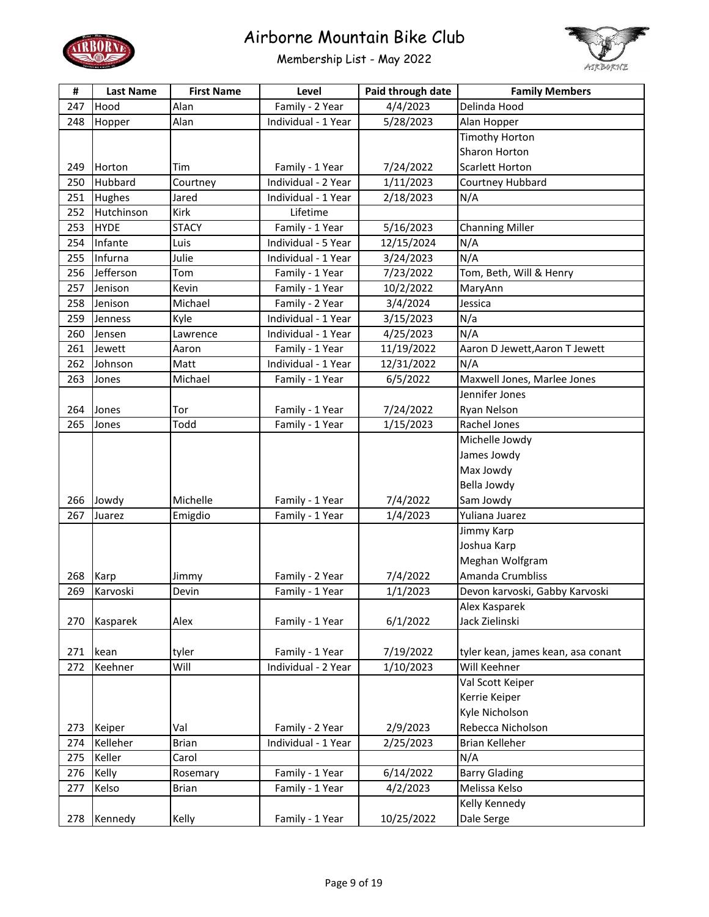# Airborne Mountain Bike Club

## Membership List - May 2022

| # | Last Name | First Name | Level | Paid through date | Family Members |
|---|---|---|---|---|---|
| 247 | Hood | Alan | Family - 2 Year | 4/4/2023 | Delinda Hood |
| 248 | Hopper | Alan | Individual - 1 Year | 5/28/2023 | Alan Hopper |
| 249 | Horton | Tim | Family - 1 Year | 7/24/2022 | Timothy Horton<br>Sharon Horton<br>Scarlett Horton |
| 250 | Hubbard | Courtney | Individual - 2 Year | 1/11/2023 | Courtney Hubbard |
| 251 | Hughes | Jared | Individual - 1 Year | 2/18/2023 | N/A |
| 252 | Hutchinson | Kirk | Lifetime | | |
| 253 | HYDE | STACY | Family - 1 Year | 5/16/2023 | Channing Miller |
| 254 | Infante | Luis | Individual - 5 Year | 12/15/2024 | N/A |
| 255 | Infurna | Julie | Individual - 1 Year | 3/24/2023 | N/A |
| 256 | Jefferson | Tom | Family - 1 Year | 7/23/2022 | Tom, Beth, Will & Henry |
| 257 | Jenison | Kevin | Family - 1 Year | 10/2/2022 | MaryAnn |
| 258 | Jenison | Michael | Family - 2 Year | 3/4/2024 | Jessica |
| 259 | Jenness | Kyle | Individual - 1 Year | 3/15/2023 | N/a |
| 260 | Jensen | Lawrence | Individual - 1 Year | 4/25/2023 | N/A |
| 261 | Jewett | Aaron | Family - 1 Year | 11/19/2022 | Aaron D Jewett,Aaron T Jewett |
| 262 | Johnson | Matt | Individual - 1 Year | 12/31/2022 | N/A |
| 263 | Jones | Michael | Family - 1 Year | 6/5/2022 | Maxwell Jones, Marlee Jones |
| 264 | Jones | Tor | Family - 1 Year | 7/24/2022 | Jennifer Jones<br>Ryan Nelson |
| 265 | Jones | Todd | Family - 1 Year | 1/15/2023 | Rachel Jones |
| 266 | Jowdy | Michelle | Family - 1 Year | 7/4/2022 | Michelle Jowdy<br>James Jowdy<br>Max Jowdy<br>Bella Jowdy<br>Sam Jowdy |
| 267 | Juarez | Emigdio | Family - 1 Year | 1/4/2023 | Yuliana Juarez |
| 268 | Karp | Jimmy | Family - 2 Year | 7/4/2022 | Jimmy Karp<br>Joshua Karp<br>Meghan Wolfgram<br>Amanda Crumbliss |
| 269 | Karvoski | Devin | Family - 1 Year | 1/1/2023 | Devon karvoski, Gabby Karvoski |
| 270 | Kasparek | Alex | Family - 1 Year | 6/1/2022 | Alex Kasparek<br>Jack Zielinski |
| 271 | kean | tyler | Family - 1 Year | 7/19/2022 | tyler kean, james kean, asa conant |
| 272 | Keehner | Will | Individual - 2 Year | 1/10/2023 | Will Keehner |
| 273 | Keiper | Val | Family - 2 Year | 2/9/2023 | Val Scott Keiper<br>Kerrie Keiper<br>Kyle Nicholson<br>Rebecca Nicholson |
| 274 | Kelleher | Brian | Individual - 1 Year | 2/25/2023 | Brian Kelleher |
| 275 | Keller | Carol | | | N/A |
| 276 | Kelly | Rosemary | Family - 1 Year | 6/14/2022 | Barry Glading |
| 277 | Kelso | Brian | Family - 1 Year | 4/2/2023 | Melissa Kelso |
| 278 | Kennedy | Kelly | Family - 1 Year | 10/25/2022 | Kelly Kennedy<br>Dale Serge |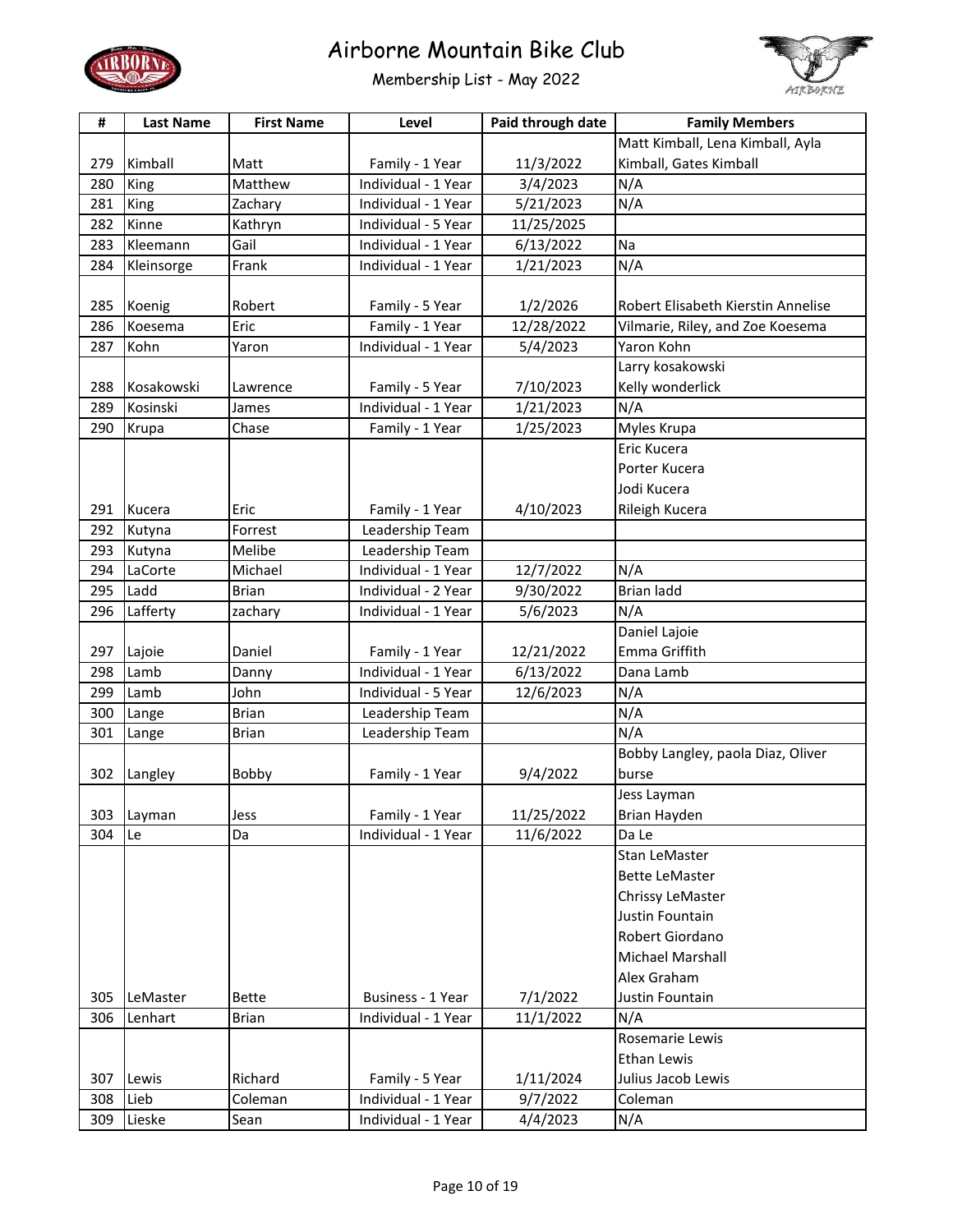# Airborne Mountain Bike Club

## Membership List - May 2022

| # | Last Name | First Name | Level | Paid through date | Family Members |
|---|---|---|---|---|---|
| 279 | Kimball | Matt | Family - 1 Year | 11/3/2022 | Matt Kimball, Lena Kimball, Ayla Kimball, Gates Kimball |
| 280 | King | Matthew | Individual - 1 Year | 3/4/2023 | N/A |
| 281 | King | Zachary | Individual - 1 Year | 5/21/2023 | N/A |
| 282 | Kinne | Kathryn | Individual - 5 Year | 11/25/2025 | |
| 283 | Kleemann | Gail | Individual - 1 Year | 6/13/2022 | Na |
| 284 | Kleinsorge | Frank | Individual - 1 Year | 1/21/2023 | N/A |
| 285 | Koenig | Robert | Family - 5 Year | 1/2/2026 | Robert Elisabeth Kierstin Annelise |
| 286 | Koesema | Eric | Family - 1 Year | 12/28/2022 | Vilmarie, Riley, and Zoe Koesema |
| 287 | Kohn | Yaron | Individual - 1 Year | 5/4/2023 | Yaron Kohn |
| 288 | Kosakowski | Lawrence | Family - 5 Year | 7/10/2023 | Larry kosakowski<br>Kelly wonderlick |
| 289 | Kosinski | James | Individual - 1 Year | 1/21/2023 | N/A |
| 290 | Krupa | Chase | Family - 1 Year | 1/25/2023 | Myles Krupa |
| 291 | Kucera | Eric | Family - 1 Year | 4/10/2023 | Eric Kucera<br>Porter Kucera<br>Jodi Kucera<br>Rileigh Kucera |
| 292 | Kutyna | Forrest | Leadership Team | | |
| 293 | Kutyna | Melibe | Leadership Team | | |
| 294 | LaCorte | Michael | Individual - 1 Year | 12/7/2022 | N/A |
| 295 | Ladd | Brian | Individual - 2 Year | 9/30/2022 | Brian ladd |
| 296 | Lafferty | zachary | Individual - 1 Year | 5/6/2023 | N/A |
| 297 | Lajoie | Daniel | Family - 1 Year | 12/21/2022 | Daniel Lajoie<br>Emma Griffith |
| 298 | Lamb | Danny | Individual - 1 Year | 6/13/2022 | Dana Lamb |
| 299 | Lamb | John | Individual - 5 Year | 12/6/2023 | N/A |
| 300 | Lange | Brian | Leadership Team | | N/A |
| 301 | Lange | Brian | Leadership Team | | N/A |
| 302 | Langley | Bobby | Family - 1 Year | 9/4/2022 | Bobby Langley, paola Diaz, Oliver burse |
| 303 | Layman | Jess | Family - 1 Year | 11/25/2022 | Jess Layman<br>Brian Hayden |
| 304 | Le | Da | Individual - 1 Year | 11/6/2022 | Da Le |
| 305 | LeMaster | Bette | Business - 1 Year | 7/1/2022 | Stan LeMaster<br>Bette LeMaster<br>Chrissy LeMaster<br>Justin Fountain<br>Robert Giordano<br>Michael Marshall<br>Alex Graham<br>Justin Fountain |
| 306 | Lenhart | Brian | Individual - 1 Year | 11/1/2022 | N/A |
| 307 | Lewis | Richard | Family - 5 Year | 1/11/2024 | Rosemarie Lewis<br>Ethan Lewis<br>Julius Jacob Lewis |
| 308 | Lieb | Coleman | Individual - 1 Year | 9/7/2022 | Coleman |
| 309 | Lieske | Sean | Individual - 1 Year | 4/4/2023 | N/A |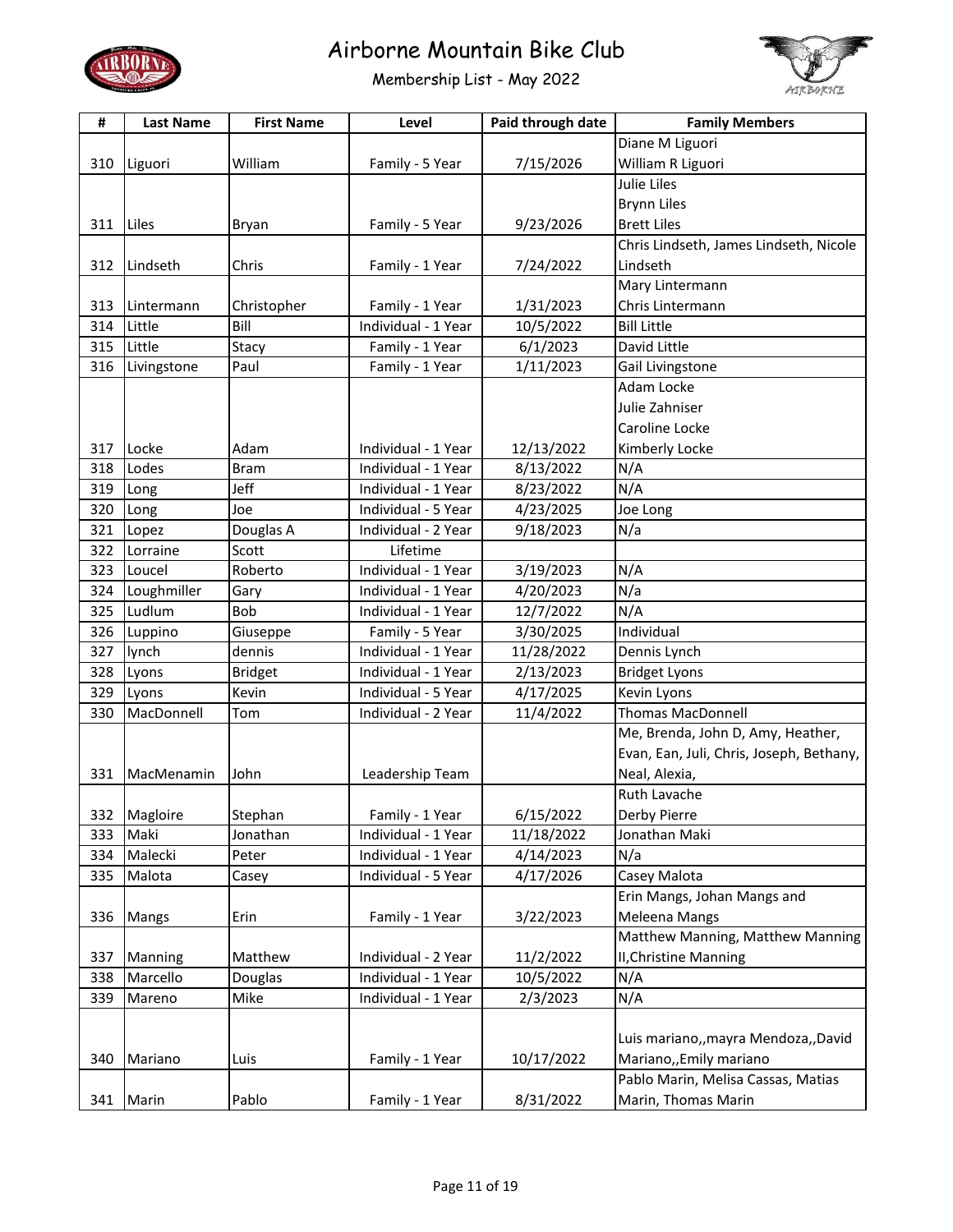# Airborne Mountain Bike Club

## Membership List - May 2022

| # | Last Name | First Name | Level | Paid through date | Family Members |
|---|---|---|---|---|---|
| 310 | Liguori | William | Family - 5 Year | 7/15/2026 | Diane M Liguori<br>William R Liguori |
| 311 | Liles | Bryan | Family - 5 Year | 9/23/2026 | Julie Liles<br>Brynn Liles<br>Brett Liles |
| 312 | Lindseth | Chris | Family - 1 Year | 7/24/2022 | Chris Lindseth, James Lindseth, Nicole Lindseth |
| 313 | Lintermann | Christopher | Family - 1 Year | 1/31/2023 | Mary Lintermann<br>Chris Lintermann |
| 314 | Little | Bill | Individual - 1 Year | 10/5/2022 | Bill Little |
| 315 | Little | Stacy | Family - 1 Year | 6/1/2023 | David Little |
| 316 | Livingstone | Paul | Family - 1 Year | 1/11/2023 | Gail Livingstone |
| 317 | Locke | Adam | Individual - 1 Year | 12/13/2022 | Adam Locke<br>Julie Zahniser<br>Caroline Locke<br>Kimberly Locke |
| 318 | Lodes | Bram | Individual - 1 Year | 8/13/2022 | N/A |
| 319 | Long | Jeff | Individual - 1 Year | 8/23/2022 | N/A |
| 320 | Long | Joe | Individual - 5 Year | 4/23/2025 | Joe Long |
| 321 | Lopez | Douglas A | Individual - 2 Year | 9/18/2023 | N/a |
| 322 | Lorraine | Scott | Lifetime | | |
| 323 | Loucel | Roberto | Individual - 1 Year | 3/19/2023 | N/A |
| 324 | Loughmiller | Gary | Individual - 1 Year | 4/20/2023 | N/a |
| 325 | Ludlum | Bob | Individual - 1 Year | 12/7/2022 | N/A |
| 326 | Luppino | Giuseppe | Family - 5 Year | 3/30/2025 | Individual |
| 327 | lynch | dennis | Individual - 1 Year | 11/28/2022 | Dennis Lynch |
| 328 | Lyons | Bridget | Individual - 1 Year | 2/13/2023 | Bridget Lyons |
| 329 | Lyons | Kevin | Individual - 5 Year | 4/17/2025 | Kevin Lyons |
| 330 | MacDonnell | Tom | Individual - 2 Year | 11/4/2022 | Thomas MacDonnell |
| 331 | MacMenamin | John | Leadership Team | | Me, Brenda, John D, Amy, Heather, Evan, Ean, Juli, Chris, Joseph, Bethany, Neal, Alexia, |
| 332 | Magloire | Stephan | Family - 1 Year | 6/15/2022 | Ruth Lavache<br>Derby Pierre |
| 333 | Maki | Jonathan | Individual - 1 Year | 11/18/2022 | Jonathan Maki |
| 334 | Malecki | Peter | Individual - 1 Year | 4/14/2023 | N/a |
| 335 | Malota | Casey | Individual - 5 Year | 4/17/2026 | Casey Malota |
| 336 | Mangs | Erin | Family - 1 Year | 3/22/2023 | Erin Mangs, Johan Mangs and Meleena Mangs |
| 337 | Manning | Matthew | Individual - 2 Year | 11/2/2022 | Matthew Manning, Matthew Manning II,Christine Manning |
| 338 | Marcello | Douglas | Individual - 1 Year | 10/5/2022 | N/A |
| 339 | Mareno | Mike | Individual - 1 Year | 2/3/2023 | N/A |
| 340 | Mariano | Luis | Family - 1 Year | 10/17/2022 | Luis mariano,,mayra Mendoza,,David Mariano,,Emily mariano |
| 341 | Marin | Pablo | Family - 1 Year | 8/31/2022 | Pablo Marin, Melisa Cassas, Matias Marin, Thomas Marin |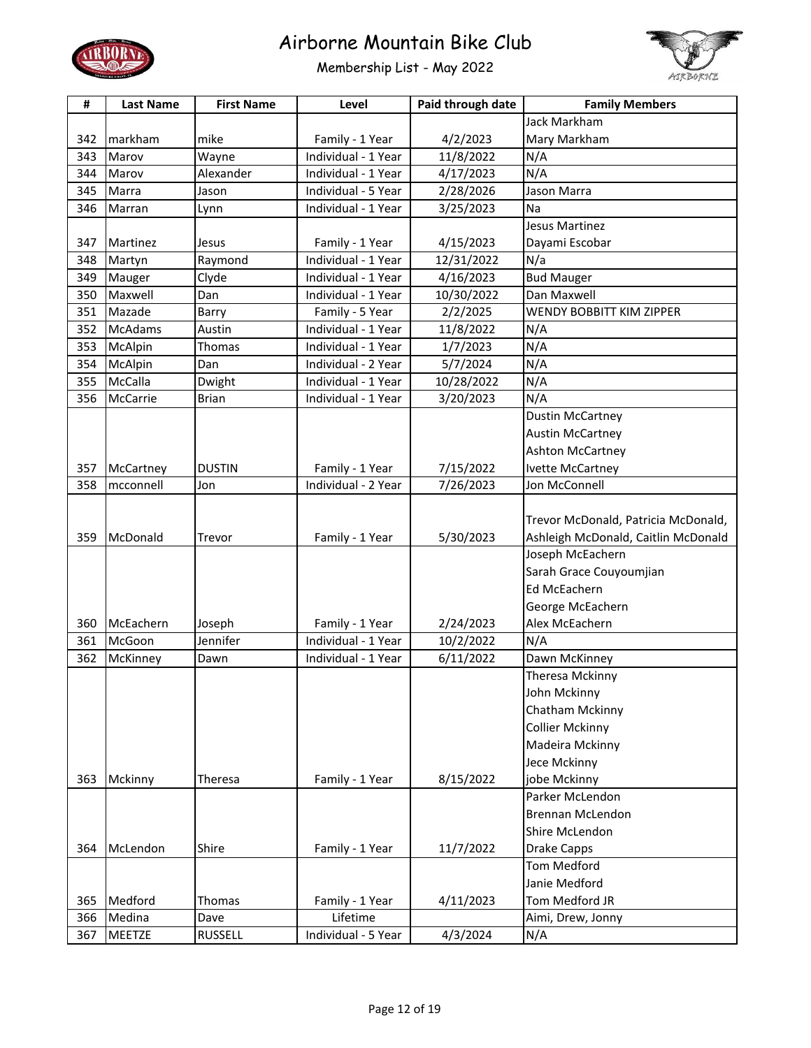# Airborne Mountain Bike Club

## Membership List - May 2022

| # | Last Name | First Name | Level | Paid through date | Family Members |
|---|---|---|---|---|---|
| 342 | markham | mike | Family - 1 Year | 4/2/2023 | Jack Markham<br>Mary Markham |
| 343 | Marov | Wayne | Individual - 1 Year | 11/8/2022 | N/A |
| 344 | Marov | Alexander | Individual - 1 Year | 4/17/2023 | N/A |
| 345 | Marra | Jason | Individual - 5 Year | 2/28/2026 | Jason Marra |
| 346 | Marran | Lynn | Individual - 1 Year | 3/25/2023 | Na |
| 347 | Martinez | Jesus | Family - 1 Year | 4/15/2023 | Jesus Martinez<br>Dayami Escobar |
| 348 | Martyn | Raymond | Individual - 1 Year | 12/31/2022 | N/a |
| 349 | Mauger | Clyde | Individual - 1 Year | 4/16/2023 | Bud Mauger |
| 350 | Maxwell | Dan | Individual - 1 Year | 10/30/2022 | Dan Maxwell |
| 351 | Mazade | Barry | Family - 5 Year | 2/2/2025 | WENDY BOBBITT KIM ZIPPER |
| 352 | McAdams | Austin | Individual - 1 Year | 11/8/2022 | N/A |
| 353 | McAlpin | Thomas | Individual - 1 Year | 1/7/2023 | N/A |
| 354 | McAlpin | Dan | Individual - 2 Year | 5/7/2024 | N/A |
| 355 | McCalla | Dwight | Individual - 1 Year | 10/28/2022 | N/A |
| 356 | McCarrie | Brian | Individual - 1 Year | 3/20/2023 | N/A |
| 357 | McCartney | DUSTIN | Family - 1 Year | 7/15/2022 | Dustin McCartney<br>Austin McCartney<br>Ashton McCartney<br>Ivette McCartney |
| 358 | mcconnell | Jon | Individual - 2 Year | 7/26/2023 | Jon McConnell |
| 359 | McDonald | Trevor | Family - 1 Year | 5/30/2023 | Trevor McDonald, Patricia McDonald,<br>Ashleigh McDonald, Caitlin McDonald |
| 360 | McEachern | Joseph | Family - 1 Year | 2/24/2023 | Joseph McEachern<br>Sarah Grace Couyoumjian<br>Ed McEachern<br>George McEachern<br>Alex McEachern |
| 361 | McGoon | Jennifer | Individual - 1 Year | 10/2/2022 | N/A |
| 362 | McKinney | Dawn | Individual - 1 Year | 6/11/2022 | Dawn McKinney |
| 363 | Mckinny | Theresa | Family - 1 Year | 8/15/2022 | Theresa Mckinny<br>John Mckinny<br>Chatham Mckinny<br>Collier Mckinny<br>Madeira Mckinny<br>Jece Mckinny<br>jobe Mckinny |
| 364 | McLendon | Shire | Family - 1 Year | 11/7/2022 | Parker McLendon<br>Brennan McLendon<br>Shire McLendon<br>Drake Capps |
| 365 | Medford | Thomas | Family - 1 Year | 4/11/2023 | Tom Medford<br>Janie Medford<br>Tom Medford JR |
| 366 | Medina | Dave | Lifetime | | Aimi, Drew, Jonny |
| 367 | MEETZE | RUSSELL | Individual - 5 Year | 4/3/2024 | N/A |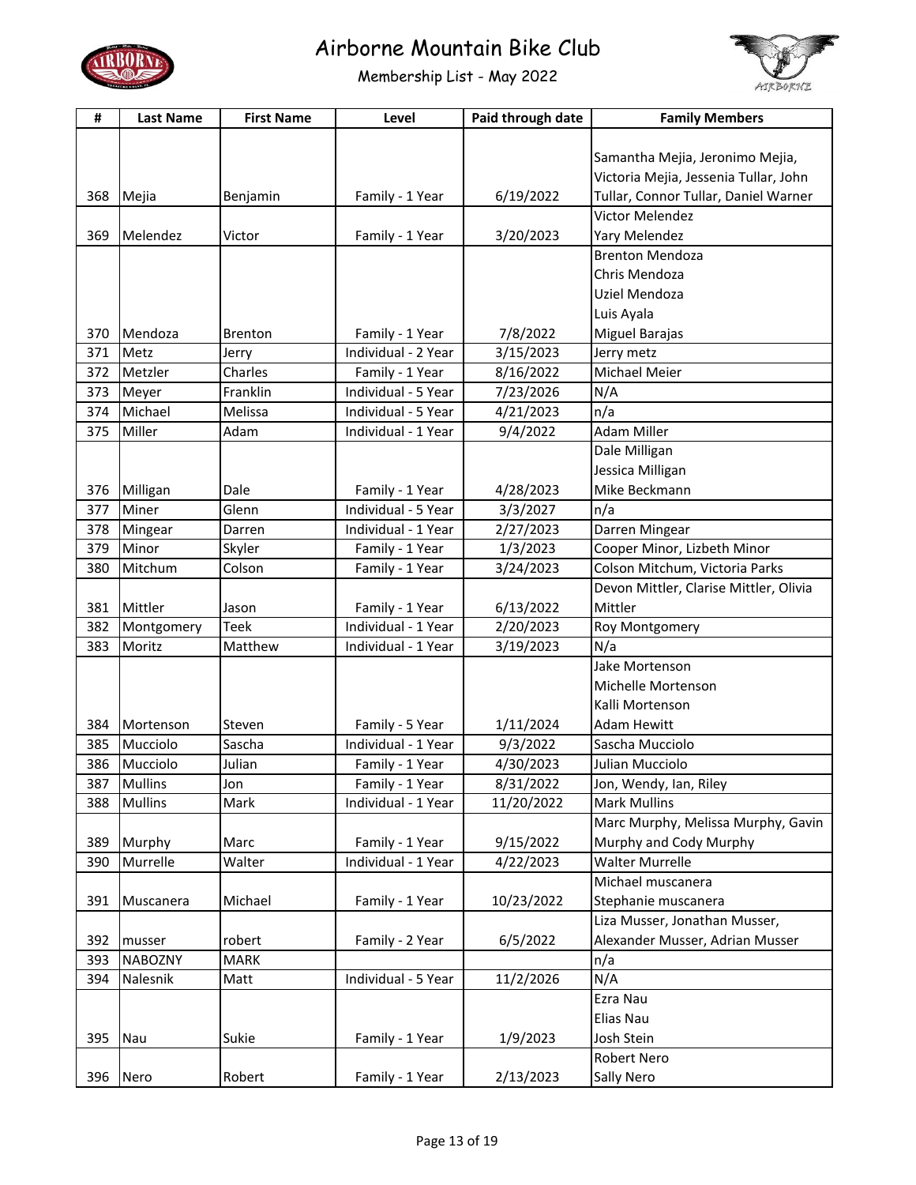# Airborne Mountain Bike Club

## Membership List - May 2022

| # | Last Name | First Name | Level | Paid through date | Family Members |
|---|---|---|---|---|---|
| 368 | Mejia | Benjamin | Family - 1 Year | 6/19/2022 | Samantha Mejia, Jeronimo Mejia, Victoria Mejia, Jessenia Tullar, John Tullar, Connor Tullar, Daniel Warner |
| 369 | Melendez | Victor | Family - 1 Year | 3/20/2023 | Victor Melendez Yary Melendez |
| 370 | Mendoza | Brenton | Family - 1 Year | 7/8/2022 | Brenton Mendoza Chris Mendoza Uziel Mendoza Luis Ayala Miguel Barajas |
| 371 | Metz | Jerry | Individual - 2 Year | 3/15/2023 | Jerry metz |
| 372 | Metzler | Charles | Family - 1 Year | 8/16/2022 | Michael Meier |
| 373 | Meyer | Franklin | Individual - 5 Year | 7/23/2026 | N/A |
| 374 | Michael | Melissa | Individual - 5 Year | 4/21/2023 | n/a |
| 375 | Miller | Adam | Individual - 1 Year | 9/4/2022 | Adam Miller |
| 376 | Milligan | Dale | Family - 1 Year | 4/28/2023 | Dale Milligan Jessica Milligan Mike Beckmann |
| 377 | Miner | Glenn | Individual - 5 Year | 3/3/2027 | n/a |
| 378 | Mingear | Darren | Individual - 1 Year | 2/27/2023 | Darren Mingear |
| 379 | Minor | Skyler | Family - 1 Year | 1/3/2023 | Cooper Minor, Lizbeth Minor |
| 380 | Mitchum | Colson | Family - 1 Year | 3/24/2023 | Colson Mitchum, Victoria Parks |
| 381 | Mittler | Jason | Family - 1 Year | 6/13/2022 | Devon Mittler, Clarise Mittler, Olivia Mittler |
| 382 | Montgomery | Teek | Individual - 1 Year | 2/20/2023 | Roy Montgomery |
| 383 | Moritz | Matthew | Individual - 1 Year | 3/19/2023 | N/a |
| 384 | Mortenson | Steven | Family - 5 Year | 1/11/2024 | Jake Mortenson Michelle Mortenson Kalli Mortenson Adam Hewitt |
| 385 | Mucciolo | Sascha | Individual - 1 Year | 9/3/2022 | Sascha Mucciolo |
| 386 | Mucciolo | Julian | Family - 1 Year | 4/30/2023 | Julian Mucciolo |
| 387 | Mullins | Jon | Family - 1 Year | 8/31/2022 | Jon, Wendy, Ian, Riley |
| 388 | Mullins | Mark | Individual - 1 Year | 11/20/2022 | Mark Mullins |
| 389 | Murphy | Marc | Family - 1 Year | 9/15/2022 | Marc Murphy, Melissa Murphy, Gavin Murphy and Cody Murphy |
| 390 | Murrelle | Walter | Individual - 1 Year | 4/22/2023 | Walter Murrelle |
| 391 | Muscanera | Michael | Family - 1 Year | 10/23/2022 | Michael muscanera Stephanie muscanera |
| 392 | musser | robert | Family - 2 Year | 6/5/2022 | Liza Musser, Jonathan Musser, Alexander Musser, Adrian Musser |
| 393 | NABOZNY | MARK | | | n/a |
| 394 | Nalesnik | Matt | Individual - 5 Year | 11/2/2026 | N/A |
| 395 | Nau | Sukie | Family - 1 Year | 1/9/2023 | Ezra Nau Elias Nau Josh Stein |
| 396 | Nero | Robert | Family - 1 Year | 2/13/2023 | Robert Nero Sally Nero |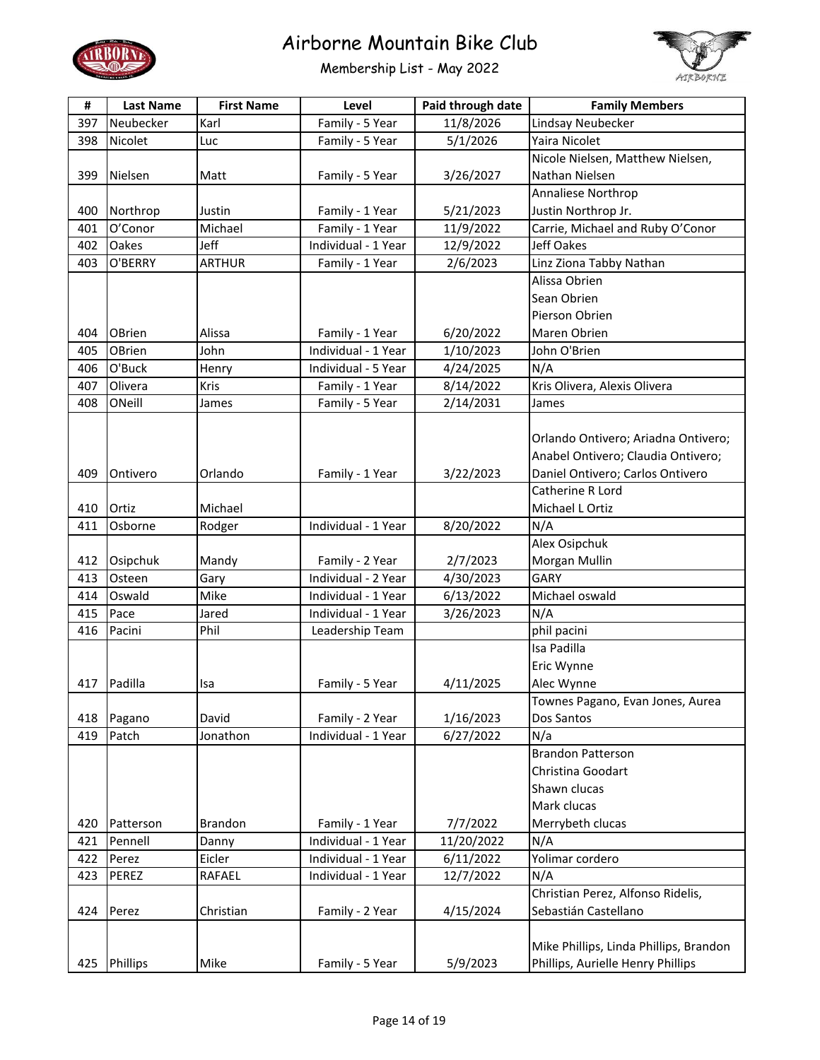# Airborne Mountain Bike Club

## Membership List - May 2022

| # | Last Name | First Name | Level | Paid through date | Family Members |
|---|---|---|---|---|---|
| 397 | Neubecker | Karl | Family - 5 Year | 11/8/2026 | Lindsay Neubecker |
| 398 | Nicolet | Luc | Family - 5 Year | 5/1/2026 | Yaira Nicolet |
| 399 | Nielsen | Matt | Family - 5 Year | 3/26/2027 | Nicole Nielsen, Matthew Nielsen, Nathan Nielsen |
| 400 | Northrop | Justin | Family - 1 Year | 5/21/2023 | Annaliese Northrop Justin Northrop Jr. |
| 401 | O'Conor | Michael | Family - 1 Year | 11/9/2022 | Carrie, Michael and Ruby O'Conor |
| 402 | Oakes | Jeff | Individual - 1 Year | 12/9/2022 | Jeff Oakes |
| 403 | O'BERRY | ARTHUR | Family - 1 Year | 2/6/2023 | Linz Ziona Tabby Nathan |
| 404 | OBrien | Alissa | Family - 1 Year | 6/20/2022 | Alissa Obrien Sean Obrien Pierson Obrien Maren Obrien |
| 405 | OBrien | John | Individual - 1 Year | 1/10/2023 | John O'Brien |
| 406 | O'Buck | Henry | Individual - 5 Year | 4/24/2025 | N/A |
| 407 | Olivera | Kris | Family - 1 Year | 8/14/2022 | Kris Olivera, Alexis Olivera |
| 408 | ONeill | James | Family - 5 Year | 2/14/2031 | James |
| 409 | Ontivero | Orlando | Family - 1 Year | 3/22/2023 | Orlando Ontivero; Ariadna Ontivero; Anabel Ontivero; Claudia Ontivero; Daniel Ontivero; Carlos Ontivero |
| 410 | Ortiz | Michael | | | Catherine R Lord Michael L Ortiz |
| 411 | Osborne | Rodger | Individual - 1 Year | 8/20/2022 | N/A |
| 412 | Osipchuk | Mandy | Family - 2 Year | 2/7/2023 | Alex Osipchuk Morgan Mullin |
| 413 | Osteen | Gary | Individual - 2 Year | 4/30/2023 | GARY |
| 414 | Oswald | Mike | Individual - 1 Year | 6/13/2022 | Michael oswald |
| 415 | Pace | Jared | Individual - 1 Year | 3/26/2023 | N/A |
| 416 | Pacini | Phil | Leadership Team | | phil pacini |
| 417 | Padilla | Isa | Family - 5 Year | 4/11/2025 | Isa Padilla Eric Wynne Alec Wynne |
| 418 | Pagano | David | Family - 2 Year | 1/16/2023 | Townes Pagano, Evan Jones, Aurea Dos Santos |
| 419 | Patch | Jonathon | Individual - 1 Year | 6/27/2022 | N/a |
| 420 | Patterson | Brandon | Family - 1 Year | 7/7/2022 | Brandon Patterson Christina Goodart Shawn clucas Mark clucas Merrybeth clucas |
| 421 | Pennell | Danny | Individual - 1 Year | 11/20/2022 | N/A |
| 422 | Perez | Eicler | Individual - 1 Year | 6/11/2022 | Yolimar cordero |
| 423 | PEREZ | RAFAEL | Individual - 1 Year | 12/7/2022 | N/A |
| 424 | Perez | Christian | Family - 2 Year | 4/15/2024 | Christian Perez, Alfonso Ridelis, Sebastián Castellano |
| 425 | Phillips | Mike | Family - 5 Year | 5/9/2023 | Mike Phillips, Linda Phillips, Brandon Phillips, Aurielle Henry Phillips |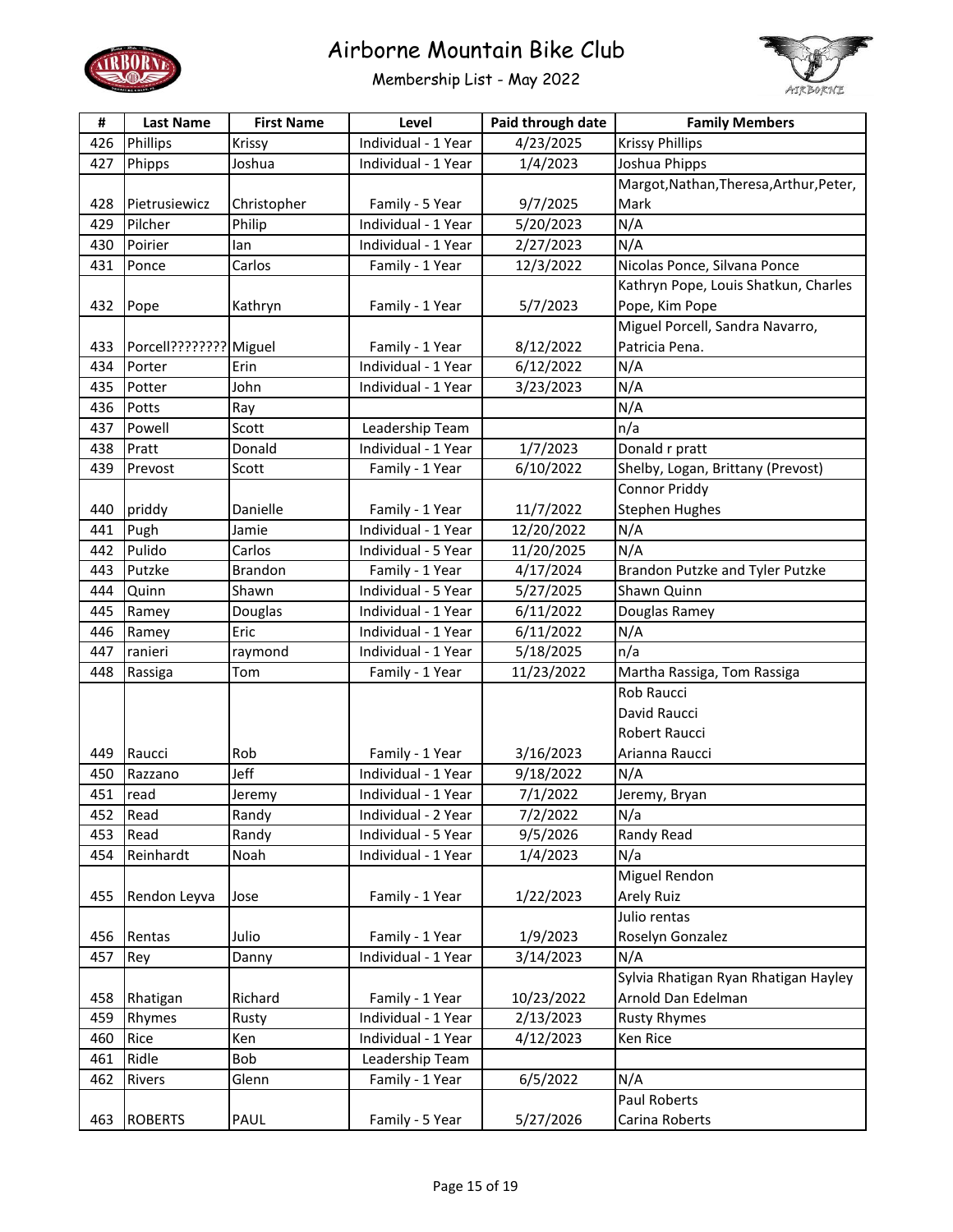# Airborne Mountain Bike Club

## Membership List - May 2022

| # | Last Name | First Name | Level | Paid through date | Family Members |
|---|---|---|---|---|---|
| 426 | Phillips | Krissy | Individual - 1 Year | 4/23/2025 | Krissy Phillips |
| 427 | Phipps | Joshua | Individual - 1 Year | 1/4/2023 | Joshua Phipps |
| 428 | Pietrusiewicz | Christopher | Family - 5 Year | 9/7/2025 | Margot,Nathan,Theresa,Arthur,Peter, Mark |
| 429 | Pilcher | Philip | Individual - 1 Year | 5/20/2023 | N/A |
| 430 | Poirier | Ian | Individual - 1 Year | 2/27/2023 | N/A |
| 431 | Ponce | Carlos | Family - 1 Year | 12/3/2022 | Nicolas Ponce, Silvana Ponce |
| 432 | Pope | Kathryn | Family - 1 Year | 5/7/2023 | Kathryn Pope, Louis Shatkun, Charles Pope, Kim Pope |
| 433 | Porcell???????? | Miguel | Family - 1 Year | 8/12/2022 | Miguel Porcell, Sandra Navarro, Patricia Pena. |
| 434 | Porter | Erin | Individual - 1 Year | 6/12/2022 | N/A |
| 435 | Potter | John | Individual - 1 Year | 3/23/2023 | N/A |
| 436 | Potts | Ray | | | N/A |
| 437 | Powell | Scott | Leadership Team | | n/a |
| 438 | Pratt | Donald | Individual - 1 Year | 1/7/2023 | Donald r pratt |
| 439 | Prevost | Scott | Family - 1 Year | 6/10/2022 | Shelby, Logan, Brittany (Prevost) |
| 440 | priddy | Danielle | Family - 1 Year | 11/7/2022 | Connor Priddy Stephen Hughes |
| 441 | Pugh | Jamie | Individual - 1 Year | 12/20/2022 | N/A |
| 442 | Pulido | Carlos | Individual - 5 Year | 11/20/2025 | N/A |
| 443 | Putzke | Brandon | Family - 1 Year | 4/17/2024 | Brandon Putzke and Tyler Putzke |
| 444 | Quinn | Shawn | Individual - 5 Year | 5/27/2025 | Shawn Quinn |
| 445 | Ramey | Douglas | Individual - 1 Year | 6/11/2022 | Douglas Ramey |
| 446 | Ramey | Eric | Individual - 1 Year | 6/11/2022 | N/A |
| 447 | ranieri | raymond | Individual - 1 Year | 5/18/2025 | n/a |
| 448 | Rassiga | Tom | Family - 1 Year | 11/23/2022 | Martha Rassiga, Tom Rassiga |
| 449 | Raucci | Rob | Family - 1 Year | 3/16/2023 | Rob Raucci David Raucci Robert Raucci Arianna Raucci |
| 450 | Razzano | Jeff | Individual - 1 Year | 9/18/2022 | N/A |
| 451 | read | Jeremy | Individual - 1 Year | 7/1/2022 | Jeremy, Bryan |
| 452 | Read | Randy | Individual - 2 Year | 7/2/2022 | N/a |
| 453 | Read | Randy | Individual - 5 Year | 9/5/2026 | Randy Read |
| 454 | Reinhardt | Noah | Individual - 1 Year | 1/4/2023 | N/a |
| 455 | Rendon Leyva | Jose | Family - 1 Year | 1/22/2023 | Miguel Rendon Arely Ruiz |
| 456 | Rentas | Julio | Family - 1 Year | 1/9/2023 | Julio rentas Roselyn Gonzalez |
| 457 | Rey | Danny | Individual - 1 Year | 3/14/2023 | N/A |
| 458 | Rhatigan | Richard | Family - 1 Year | 10/23/2022 | Sylvia Rhatigan Ryan Rhatigan Hayley Arnold Dan Edelman |
| 459 | Rhymes | Rusty | Individual - 1 Year | 2/13/2023 | Rusty Rhymes |
| 460 | Rice | Ken | Individual - 1 Year | 4/12/2023 | Ken Rice |
| 461 | Ridle | Bob | Leadership Team | | |
| 462 | Rivers | Glenn | Family - 1 Year | 6/5/2022 | N/A |
| 463 | ROBERTS | PAUL | Family - 5 Year | 5/27/2026 | Paul Roberts Carina Roberts |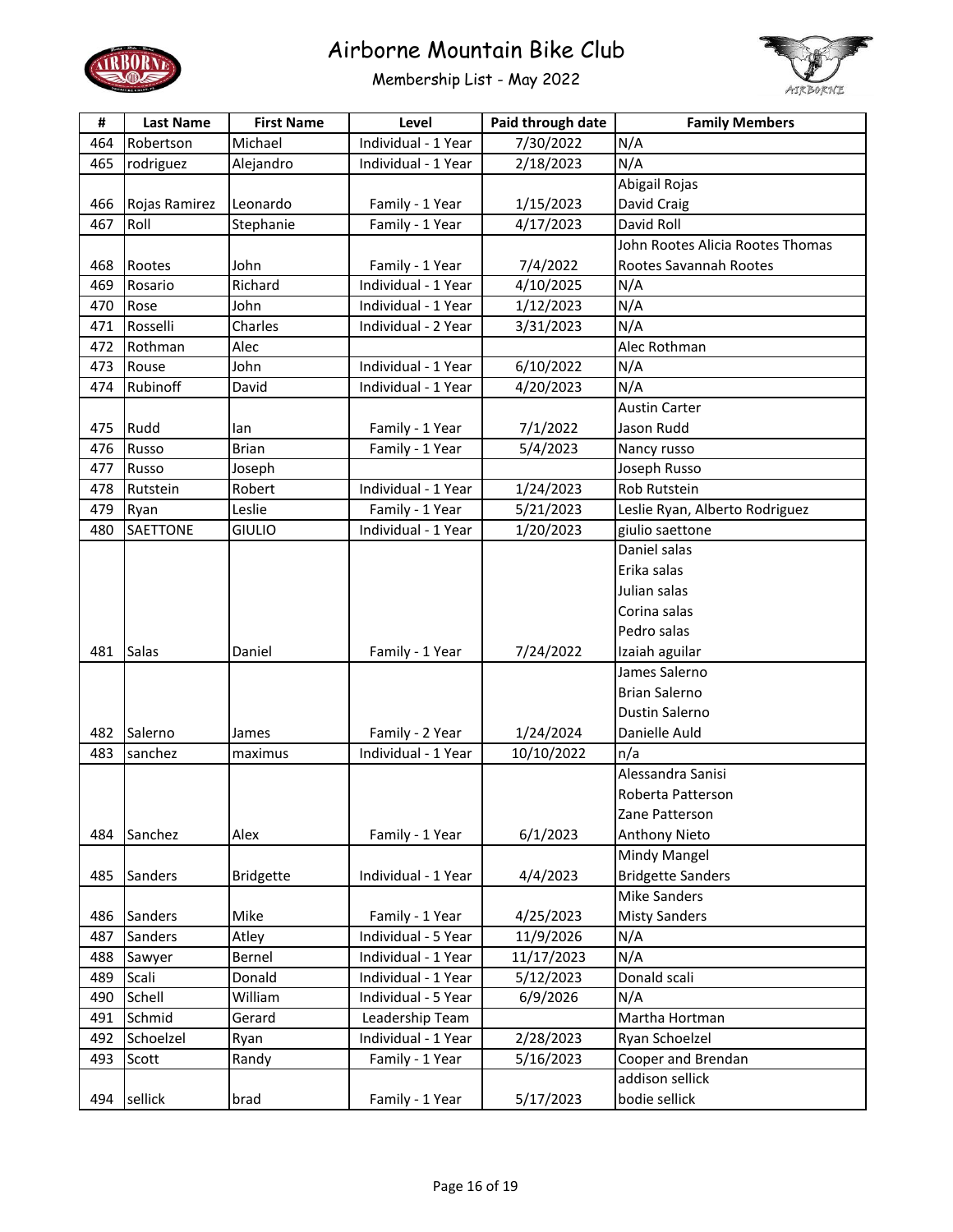# Airborne Mountain Bike Club

## Membership List - May 2022

| # | Last Name | First Name | Level | Paid through date | Family Members |
|---|---|---|---|---|---|
| 464 | Robertson | Michael | Individual - 1 Year | 7/30/2022 | N/A |
| 465 | rodriguez | Alejandro | Individual - 1 Year | 2/18/2023 | N/A |
| 466 | Rojas Ramirez | Leonardo | Family - 1 Year | 1/15/2023 | Abigail Rojas David Craig |
| 467 | Roll | Stephanie | Family - 1 Year | 4/17/2023 | David Roll |
| 468 | Rootes | John | Family - 1 Year | 7/4/2022 | John Rootes Alicia Rootes Thomas Rootes Savannah Rootes |
| 469 | Rosario | Richard | Individual - 1 Year | 4/10/2025 | N/A |
| 470 | Rose | John | Individual - 1 Year | 1/12/2023 | N/A |
| 471 | Rosselli | Charles | Individual - 2 Year | 3/31/2023 | N/A |
| 472 | Rothman | Alec | | | Alec Rothman |
| 473 | Rouse | John | Individual - 1 Year | 6/10/2022 | N/A |
| 474 | Rubinoff | David | Individual - 1 Year | 4/20/2023 | N/A |
| 475 | Rudd | Ian | Family - 1 Year | 7/1/2022 | Austin Carter Jason Rudd |
| 476 | Russo | Brian | Family - 1 Year | 5/4/2023 | Nancy russo |
| 477 | Russo | Joseph | | | Joseph Russo |
| 478 | Rutstein | Robert | Individual - 1 Year | 1/24/2023 | Rob Rutstein |
| 479 | Ryan | Leslie | Family - 1 Year | 5/21/2023 | Leslie Ryan, Alberto Rodriguez |
| 480 | SAETTONE | GIULIO | Individual - 1 Year | 1/20/2023 | giulio saettone |
| 481 | Salas | Daniel | Family - 1 Year | 7/24/2022 | Daniel salas Erika salas Julian salas Corina salas Pedro salas Izaiah aguilar |
| 482 | Salerno | James | Family - 2 Year | 1/24/2024 | James Salerno Brian Salerno Dustin Salerno Danielle Auld |
| 483 | sanchez | maximus | Individual - 1 Year | 10/10/2022 | n/a |
| 484 | Sanchez | Alex | Family - 1 Year | 6/1/2023 | Alessandra Sanisi Roberta Patterson Zane Patterson Anthony Nieto |
| 485 | Sanders | Bridgette | Individual - 1 Year | 4/4/2023 | Mindy Mangel Bridgette Sanders |
| 486 | Sanders | Mike | Family - 1 Year | 4/25/2023 | Mike Sanders Misty Sanders |
| 487 | Sanders | Atley | Individual - 5 Year | 11/9/2026 | N/A |
| 488 | Sawyer | Bernel | Individual - 1 Year | 11/17/2023 | N/A |
| 489 | Scali | Donald | Individual - 1 Year | 5/12/2023 | Donald scali |
| 490 | Schell | William | Individual - 5 Year | 6/9/2026 | N/A |
| 491 | Schmid | Gerard | Leadership Team | | Martha Hortman |
| 492 | Schoelzel | Ryan | Individual - 1 Year | 2/28/2023 | Ryan Schoelzel |
| 493 | Scott | Randy | Family - 1 Year | 5/16/2023 | Cooper and Brendan |
| 494 | sellick | brad | Family - 1 Year | 5/17/2023 | addison sellick bodie sellick |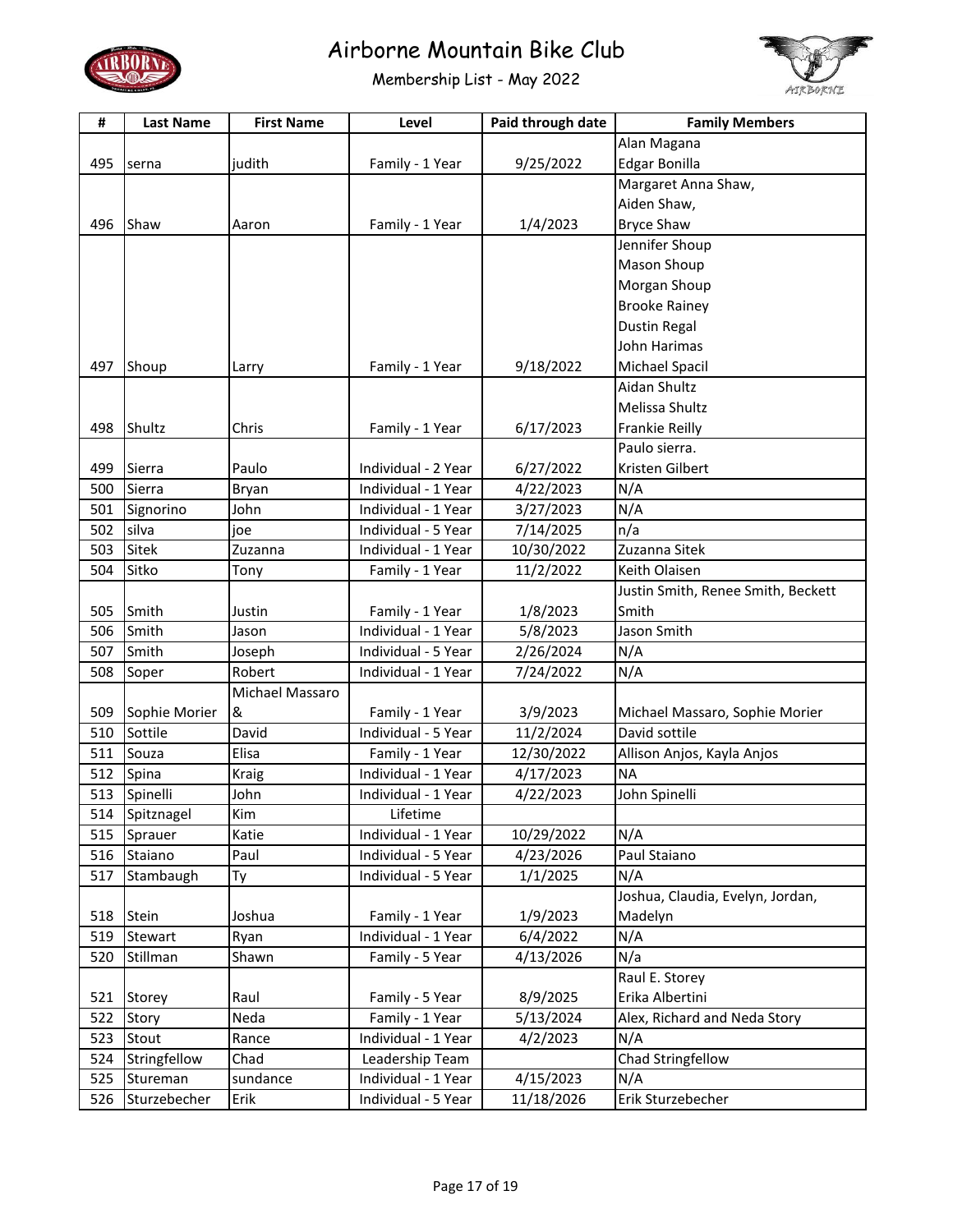# Airborne Mountain Bike Club

## Membership List - May 2022

| # | Last Name | First Name | Level | Paid through date | Family Members |
|---|---|---|---|---|---|
| 495 | serna | judith | Family - 1 Year | 9/25/2022 | Alan Magana<br>Edgar Bonilla |
| 496 | Shaw | Aaron | Family - 1 Year | 1/4/2023 | Margaret Anna Shaw,<br>Aiden Shaw,<br>Bryce Shaw |
| 497 | Shoup | Larry | Family - 1 Year | 9/18/2022 | Jennifer Shoup<br>Mason Shoup<br>Morgan Shoup<br>Brooke Rainey<br>Dustin Regal<br>John Harimas<br>Michael Spacil |
| 498 | Shultz | Chris | Family - 1 Year | 6/17/2023 | Aidan Shultz<br>Melissa Shultz<br>Frankie Reilly |
| 499 | Sierra | Paulo | Individual - 2 Year | 6/27/2022 | Paulo sierra.<br>Kristen Gilbert |
| 500 | Sierra | Bryan | Individual - 1 Year | 4/22/2023 | N/A |
| 501 | Signorino | John | Individual - 1 Year | 3/27/2023 | N/A |
| 502 | silva | joe | Individual - 5 Year | 7/14/2025 | n/a |
| 503 | Sitek | Zuzanna | Individual - 1 Year | 10/30/2022 | Zuzanna Sitek |
| 504 | Sitko | Tony | Family - 1 Year | 11/2/2022 | Keith Olaisen |
| 505 | Smith | Justin | Family - 1 Year | 1/8/2023 | Justin Smith, Renee Smith, Beckett Smith |
| 506 | Smith | Jason | Individual - 1 Year | 5/8/2023 | Jason Smith |
| 507 | Smith | Joseph | Individual - 5 Year | 2/26/2024 | N/A |
| 508 | Soper | Robert | Individual - 1 Year | 7/24/2022 | N/A |
| 509 | Sophie Morier | Michael Massaro & | Family - 1 Year | 3/9/2023 | Michael Massaro, Sophie Morier |
| 510 | Sottile | David | Individual - 5 Year | 11/2/2024 | David sottile |
| 511 | Souza | Elisa | Family - 1 Year | 12/30/2022 | Allison Anjos, Kayla Anjos |
| 512 | Spina | Kraig | Individual - 1 Year | 4/17/2023 | NA |
| 513 | Spinelli | John | Individual - 1 Year | 4/22/2023 | John Spinelli |
| 514 | Spitznagel | Kim | Lifetime | | |
| 515 | Sprauer | Katie | Individual - 1 Year | 10/29/2022 | N/A |
| 516 | Staiano | Paul | Individual - 5 Year | 4/23/2026 | Paul Staiano |
| 517 | Stambaugh | Ty | Individual - 5 Year | 1/1/2025 | N/A |
| 518 | Stein | Joshua | Family - 1 Year | 1/9/2023 | Joshua, Claudia, Evelyn, Jordan, Madelyn |
| 519 | Stewart | Ryan | Individual - 1 Year | 6/4/2022 | N/A |
| 520 | Stillman | Shawn | Family - 5 Year | 4/13/2026 | N/a |
| 521 | Storey | Raul | Family - 5 Year | 8/9/2025 | Raul E. Storey<br>Erika Albertini |
| 522 | Story | Neda | Family - 1 Year | 5/13/2024 | Alex, Richard and Neda Story |
| 523 | Stout | Rance | Individual - 1 Year | 4/2/2023 | N/A |
| 524 | Stringfellow | Chad | Leadership Team | | Chad Stringfellow |
| 525 | Stureman | sundance | Individual - 1 Year | 4/15/2023 | N/A |
| 526 | Sturzebecher | Erik | Individual - 5 Year | 11/18/2026 | Erik Sturzebecher |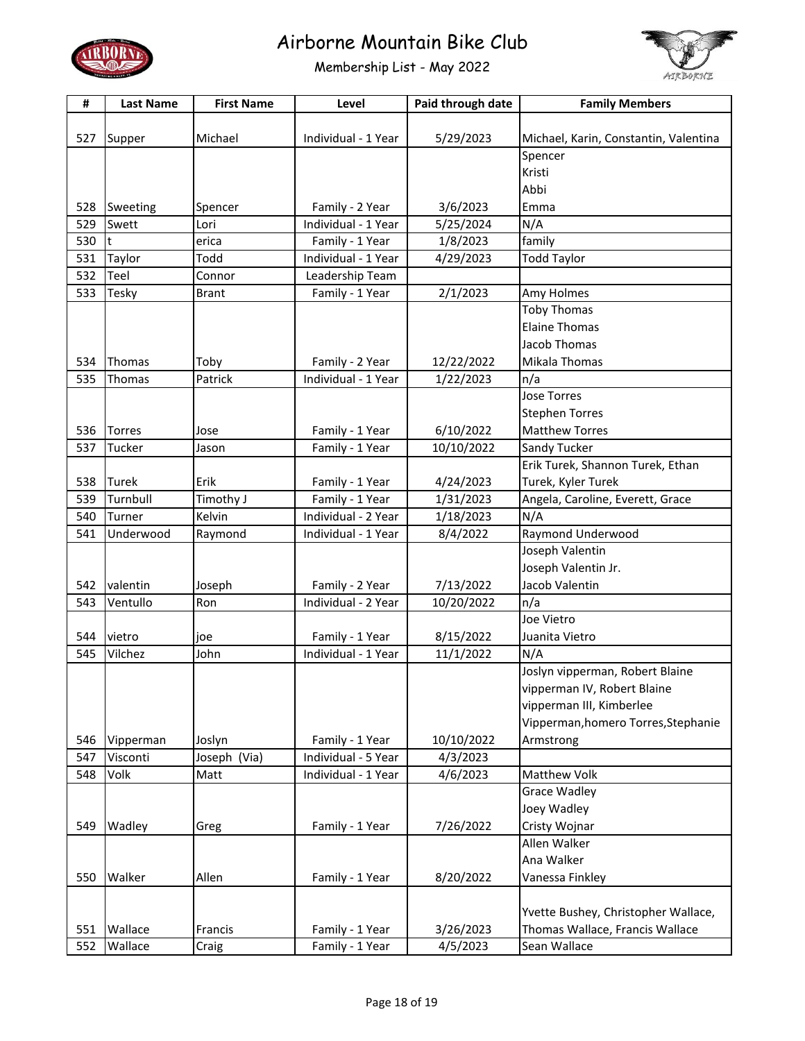# Airborne Mountain Bike Club

## Membership List - May 2022

| # | Last Name | First Name | Level | Paid through date | Family Members |
|---|---|---|---|---|---|
| 527 | Supper | Michael | Individual - 1 Year | 5/29/2023 | Michael, Karin, Constantin, Valentina |
| 528 | Sweeting | Spencer | Family - 2 Year | 3/6/2023 | Spencer<br>Kristi<br>Abbi<br>Emma |
| 529 | Swett | Lori | Individual - 1 Year | 5/25/2024 | N/A |
| 530 | t | erica | Family - 1 Year | 1/8/2023 | family |
| 531 | Taylor | Todd | Individual - 1 Year | 4/29/2023 | Todd Taylor |
| 532 | Teel | Connor | Leadership Team | | |
| 533 | Tesky | Brant | Family - 1 Year | 2/1/2023 | Amy Holmes |
| 534 | Thomas | Toby | Family - 2 Year | 12/22/2022 | Toby Thomas<br>Elaine Thomas<br>Jacob Thomas<br>Mikala Thomas |
| 535 | Thomas | Patrick | Individual - 1 Year | 1/22/2023 | n/a |
| 536 | Torres | Jose | Family - 1 Year | 6/10/2022 | Jose Torres<br>Stephen Torres<br>Matthew Torres |
| 537 | Tucker | Jason | Family - 1 Year | 10/10/2022 | Sandy Tucker |
| 538 | Turek | Erik | Family - 1 Year | 4/24/2023 | Erik Turek, Shannon Turek, Ethan Turek, Kyler Turek |
| 539 | Turnbull | Timothy J | Family - 1 Year | 1/31/2023 | Angela, Caroline, Everett, Grace |
| 540 | Turner | Kelvin | Individual - 2 Year | 1/18/2023 | N/A |
| 541 | Underwood | Raymond | Individual - 1 Year | 8/4/2022 | Raymond Underwood |
| 542 | valentin | Joseph | Family - 2 Year | 7/13/2022 | Joseph Valentin<br>Joseph Valentin Jr.<br>Jacob Valentin |
| 543 | Ventullo | Ron | Individual - 2 Year | 10/20/2022 | n/a |
| 544 | vietro | joe | Family - 1 Year | 8/15/2022 | Joe Vietro<br>Juanita Vietro |
| 545 | Vilchez | John | Individual - 1 Year | 11/1/2022 | N/A |
| 546 | Vipperman | Joslyn | Family - 1 Year | 10/10/2022 | Joslyn vipperman, Robert Blaine vipperman IV, Robert Blaine vipperman III, Kimberlee Vipperman,homero Torres,Stephanie Armstrong |
| 547 | Visconti | Joseph (Via) | Individual - 5 Year | 4/3/2023 | |
| 548 | Volk | Matt | Individual - 1 Year | 4/6/2023 | Matthew Volk |
| 549 | Wadley | Greg | Family - 1 Year | 7/26/2022 | Grace Wadley<br>Joey Wadley<br>Cristy Wojnar |
| 550 | Walker | Allen | Family - 1 Year | 8/20/2022 | Allen Walker<br>Ana Walker<br>Vanessa Finkley |
| 551 | Wallace | Francis | Family - 1 Year | 3/26/2023 | Yvette Bushey, Christopher Wallace, Thomas Wallace, Francis Wallace |
| 552 | Wallace | Craig | Family - 1 Year | 4/5/2023 | Sean Wallace |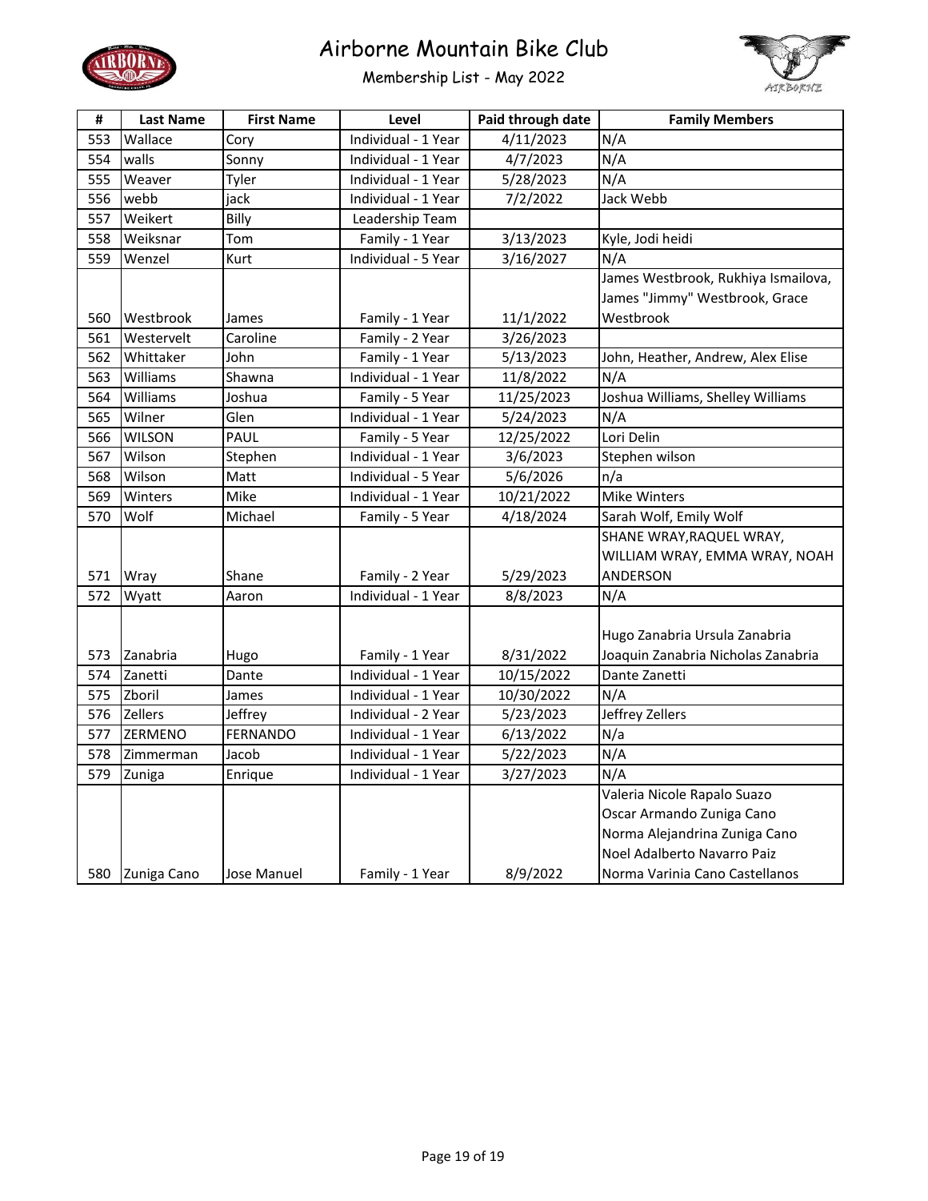# Airborne Mountain Bike Club

## Membership List - May 2022

| # | Last Name | First Name | Level | Paid through date | Family Members |
|---|---|---|---|---|---|
| 553 | Wallace | Cory | Individual - 1 Year | 4/11/2023 | N/A |
| 554 | walls | Sonny | Individual - 1 Year | 4/7/2023 | N/A |
| 555 | Weaver | Tyler | Individual - 1 Year | 5/28/2023 | N/A |
| 556 | webb | jack | Individual - 1 Year | 7/2/2022 | Jack Webb |
| 557 | Weikert | Billy | Leadership Team | | |
| 558 | Weiksnar | Tom | Family - 1 Year | 3/13/2023 | Kyle, Jodi heidi |
| 559 | Wenzel | Kurt | Individual - 5 Year | 3/16/2027 | N/A |
| 560 | Westbrook | James | Family - 1 Year | 11/1/2022 | James Westbrook, Rukhiya Ismailova, James "Jimmy" Westbrook, Grace Westbrook |
| 561 | Westervelt | Caroline | Family - 2 Year | 3/26/2023 | |
| 562 | Whittaker | John | Family - 1 Year | 5/13/2023 | John, Heather, Andrew, Alex Elise |
| 563 | Williams | Shawna | Individual - 1 Year | 11/8/2022 | N/A |
| 564 | Williams | Joshua | Family - 5 Year | 11/25/2023 | Joshua Williams, Shelley Williams |
| 565 | Wilner | Glen | Individual - 1 Year | 5/24/2023 | N/A |
| 566 | WILSON | PAUL | Family - 5 Year | 12/25/2022 | Lori Delin |
| 567 | Wilson | Stephen | Individual - 1 Year | 3/6/2023 | Stephen wilson |
| 568 | Wilson | Matt | Individual - 5 Year | 5/6/2026 | n/a |
| 569 | Winters | Mike | Individual - 1 Year | 10/21/2022 | Mike Winters |
| 570 | Wolf | Michael | Family - 5 Year | 4/18/2024 | Sarah Wolf, Emily Wolf |
| 571 | Wray | Shane | Family - 2 Year | 5/29/2023 | SHANE WRAY,RAQUEL WRAY, WILLIAM WRAY, EMMA WRAY, NOAH ANDERSON |
| 572 | Wyatt | Aaron | Individual - 1 Year | 8/8/2023 | N/A |
| 573 | Zanabria | Hugo | Family - 1 Year | 8/31/2022 | Hugo Zanabria Ursula Zanabria Joaquin Zanabria Nicholas Zanabria |
| 574 | Zanetti | Dante | Individual - 1 Year | 10/15/2022 | Dante Zanetti |
| 575 | Zboril | James | Individual - 1 Year | 10/30/2022 | N/A |
| 576 | Zellers | Jeffrey | Individual - 2 Year | 5/23/2023 | Jeffrey Zellers |
| 577 | ZERMENO | FERNANDO | Individual - 1 Year | 6/13/2022 | N/a |
| 578 | Zimmerman | Jacob | Individual - 1 Year | 5/22/2023 | N/A |
| 579 | Zuniga | Enrique | Individual - 1 Year | 3/27/2023 | N/A |
| 580 | Zuniga Cano | Jose Manuel | Family - 1 Year | 8/9/2022 | Valeria Nicole Rapalo Suazo Oscar Armando Zuniga Cano Norma Alejandrina Zuniga Cano Noel Adalberto Navarro Paiz Norma Varinia Cano Castellanos |